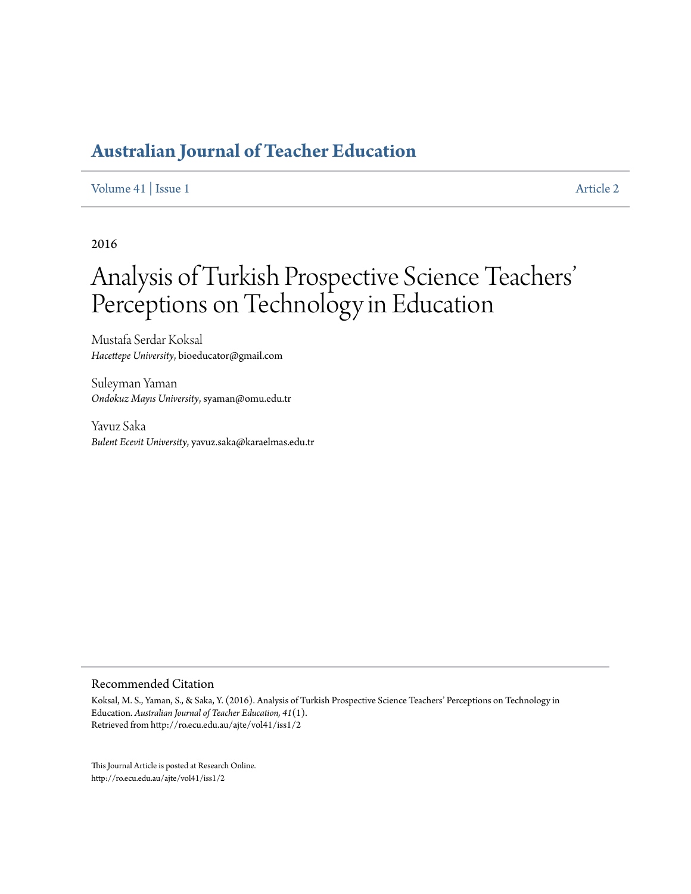# Australian Journal of Teacher Education

Volume 41 | Issue 1 Article 2

2016

# Analysis of Turkish Prospective Science Teachers' Perceptions on Technology in Education

Mustafa Serdar Koksal
*Hacettepe University*, bioeducator@gmail.com

Suleyman Yaman
*Ondokuz Mayıs University*, syaman@omu.edu.tr

Yavuz Saka
*Bulent Ecevit University*, yavuz.saka@karaelmas.edu.tr

## Recommended Citation

Koksal, M. S., Yaman, S., & Saka, Y. (2016). Analysis of Turkish Prospective Science Teachers' Perceptions on Technology in Education. *Australian Journal of Teacher Education, 41*(1).
Retrieved from http://ro.ecu.edu.au/ajte/vol41/iss1/2

This Journal Article is posted at Research Online.
http://ro.ecu.edu.au/ajte/vol41/iss1/2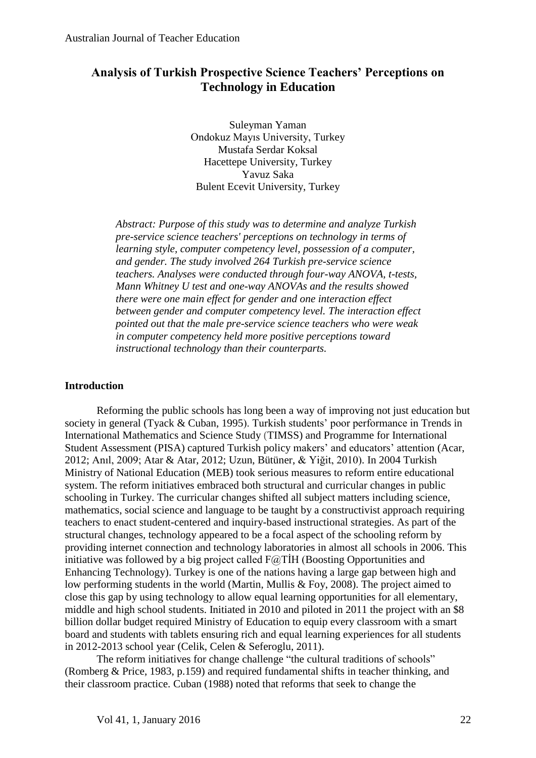# Analysis of Turkish Prospective Science Teachers' Perceptions on Technology in Education

Suleyman Yaman
Ondokuz Mayıs University, Turkey
Mustafa Serdar Koksal
Hacettepe University, Turkey
Yavuz Saka
Bulent Ecevit University, Turkey

*Abstract: Purpose of this study was to determine and analyze Turkish pre-service science teachers' perceptions on technology in terms of learning style, computer competency level, possession of a computer, and gender. The study involved 264 Turkish pre-service science teachers. Analyses were conducted through four-way ANOVA, t-tests, Mann Whitney U test and one-way ANOVAs and the results showed there were one main effect for gender and one interaction effect between gender and computer competency level. The interaction effect pointed out that the male pre-service science teachers who were weak in computer competency held more positive perceptions toward instructional technology than their counterparts.*

## Introduction

Reforming the public schools has long been a way of improving not just education but society in general (Tyack & Cuban, 1995). Turkish students' poor performance in Trends in International Mathematics and Science Study (TIMSS) and Programme for International Student Assessment (PISA) captured Turkish policy makers' and educators' attention (Acar, 2012; Anıl, 2009; Atar & Atar, 2012; Uzun, Bütüner, & Yiğit, 2010). In 2004 Turkish Ministry of National Education (MEB) took serious measures to reform entire educational system. The reform initiatives embraced both structural and curricular changes in public schooling in Turkey. The curricular changes shifted all subject matters including science, mathematics, social science and language to be taught by a constructivist approach requiring teachers to enact student-centered and inquiry-based instructional strategies. As part of the structural changes, technology appeared to be a focal aspect of the schooling reform by providing internet connection and technology laboratories in almost all schools in 2006. This initiative was followed by a big project called F@TİH (Boosting Opportunities and Enhancing Technology). Turkey is one of the nations having a large gap between high and low performing students in the world (Martin, Mullis & Foy, 2008). The project aimed to close this gap by using technology to allow equal learning opportunities for all elementary, middle and high school students. Initiated in 2010 and piloted in 2011 the project with an $8 billion dollar budget required Ministry of Education to equip every classroom with a smart board and students with tablets ensuring rich and equal learning experiences for all students in 2012-2013 school year (Celik, Celen & Seferoglu, 2011).

The reform initiatives for change challenge "the cultural traditions of schools" (Romberg & Price, 1983, p.159) and required fundamental shifts in teacher thinking, and their classroom practice. Cuban (1988) noted that reforms that seek to change the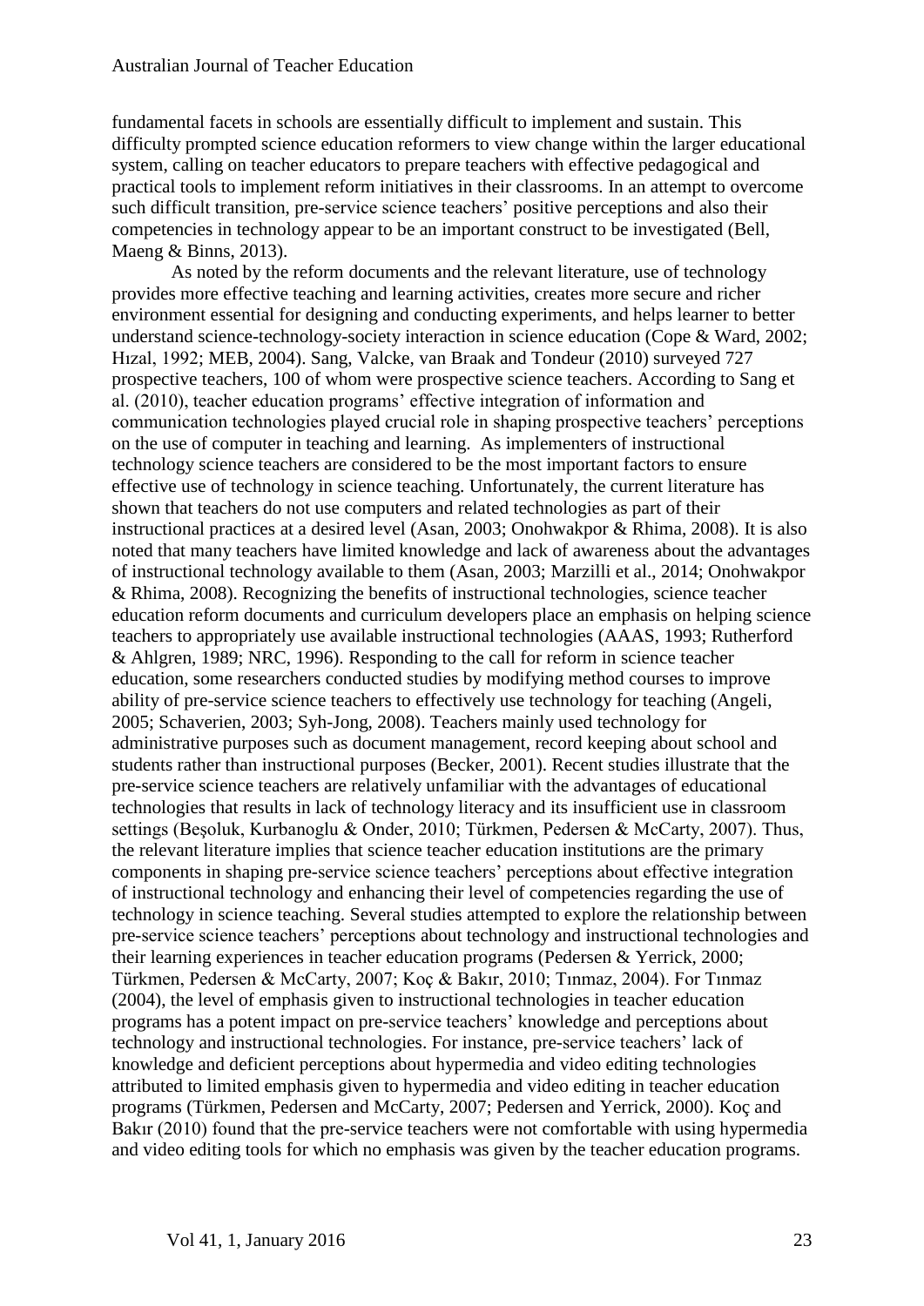fundamental facets in schools are essentially difficult to implement and sustain. This difficulty prompted science education reformers to view change within the larger educational system, calling on teacher educators to prepare teachers with effective pedagogical and practical tools to implement reform initiatives in their classrooms. In an attempt to overcome such difficult transition, pre-service science teachers' positive perceptions and also their competencies in technology appear to be an important construct to be investigated (Bell, Maeng & Binns, 2013).

As noted by the reform documents and the relevant literature, use of technology provides more effective teaching and learning activities, creates more secure and richer environment essential for designing and conducting experiments, and helps learner to better understand science-technology-society interaction in science education (Cope & Ward, 2002; Hızal, 1992; MEB, 2004). Sang, Valcke, van Braak and Tondeur (2010) surveyed 727 prospective teachers, 100 of whom were prospective science teachers. According to Sang et al. (2010), teacher education programs' effective integration of information and communication technologies played crucial role in shaping prospective teachers' perceptions on the use of computer in teaching and learning. As implementers of instructional technology science teachers are considered to be the most important factors to ensure effective use of technology in science teaching. Unfortunately, the current literature has shown that teachers do not use computers and related technologies as part of their instructional practices at a desired level (Asan, 2003; Onohwakpor & Rhima, 2008). It is also noted that many teachers have limited knowledge and lack of awareness about the advantages of instructional technology available to them (Asan, 2003; Marzilli et al., 2014; Onohwakpor & Rhima, 2008). Recognizing the benefits of instructional technologies, science teacher education reform documents and curriculum developers place an emphasis on helping science teachers to appropriately use available instructional technologies (AAAS, 1993; Rutherford & Ahlgren, 1989; NRC, 1996). Responding to the call for reform in science teacher education, some researchers conducted studies by modifying method courses to improve ability of pre-service science teachers to effectively use technology for teaching (Angeli, 2005; Schaverien, 2003; Syh-Jong, 2008). Teachers mainly used technology for administrative purposes such as document management, record keeping about school and students rather than instructional purposes (Becker, 2001). Recent studies illustrate that the pre-service science teachers are relatively unfamiliar with the advantages of educational technologies that results in lack of technology literacy and its insufficient use in classroom settings (Beşoluk, Kurbanoglu & Onder, 2010; Türkmen, Pedersen & McCarty, 2007). Thus, the relevant literature implies that science teacher education institutions are the primary components in shaping pre-service science teachers' perceptions about effective integration of instructional technology and enhancing their level of competencies regarding the use of technology in science teaching. Several studies attempted to explore the relationship between pre-service science teachers' perceptions about technology and instructional technologies and their learning experiences in teacher education programs (Pedersen & Yerrick, 2000; Türkmen, Pedersen & McCarty, 2007; Koç & Bakır, 2010; Tınmaz, 2004). For Tınmaz (2004), the level of emphasis given to instructional technologies in teacher education programs has a potent impact on pre-service teachers' knowledge and perceptions about technology and instructional technologies. For instance, pre-service teachers' lack of knowledge and deficient perceptions about hypermedia and video editing technologies attributed to limited emphasis given to hypermedia and video editing in teacher education programs (Türkmen, Pedersen and McCarty, 2007; Pedersen and Yerrick, 2000). Koç and Bakır (2010) found that the pre-service teachers were not comfortable with using hypermedia and video editing tools for which no emphasis was given by the teacher education programs.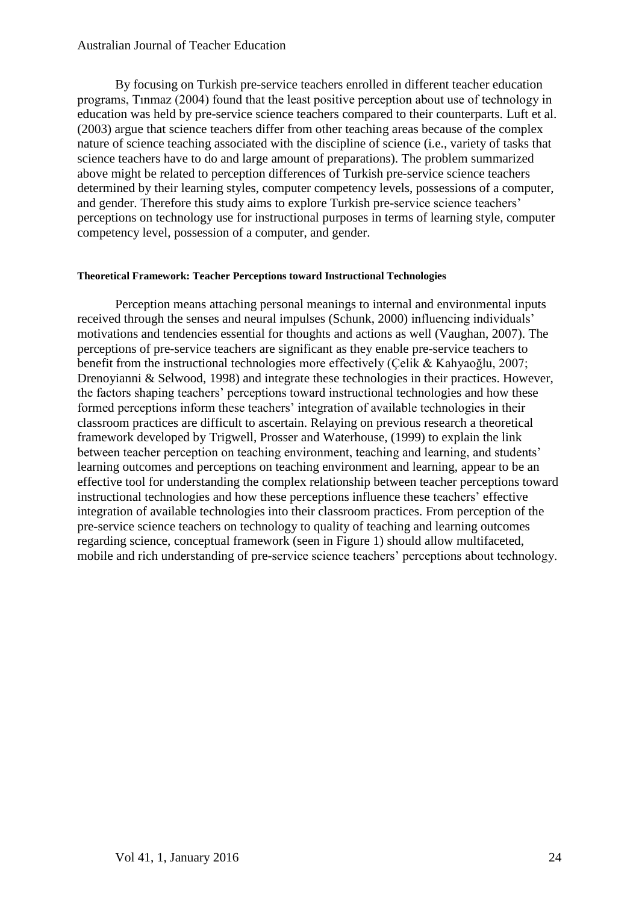By focusing on Turkish pre-service teachers enrolled in different teacher education programs, Tınmaz (2004) found that the least positive perception about use of technology in education was held by pre-service science teachers compared to their counterparts. Luft et al. (2003) argue that science teachers differ from other teaching areas because of the complex nature of science teaching associated with the discipline of science (i.e., variety of tasks that science teachers have to do and large amount of preparations). The problem summarized above might be related to perception differences of Turkish pre-service science teachers determined by their learning styles, computer competency levels, possessions of a computer, and gender. Therefore this study aims to explore Turkish pre-service science teachers' perceptions on technology use for instructional purposes in terms of learning style, computer competency level, possession of a computer, and gender.

#### Theoretical Framework: Teacher Perceptions toward Instructional Technologies

Perception means attaching personal meanings to internal and environmental inputs received through the senses and neural impulses (Schunk, 2000) influencing individuals' motivations and tendencies essential for thoughts and actions as well (Vaughan, 2007). The perceptions of pre-service teachers are significant as they enable pre-service teachers to benefit from the instructional technologies more effectively (Çelik & Kahyaoğlu, 2007; Drenoyianni & Selwood, 1998) and integrate these technologies in their practices. However, the factors shaping teachers' perceptions toward instructional technologies and how these formed perceptions inform these teachers' integration of available technologies in their classroom practices are difficult to ascertain. Relaying on previous research a theoretical framework developed by Trigwell, Prosser and Waterhouse, (1999) to explain the link between teacher perception on teaching environment, teaching and learning, and students' learning outcomes and perceptions on teaching environment and learning, appear to be an effective tool for understanding the complex relationship between teacher perceptions toward instructional technologies and how these perceptions influence these teachers' effective integration of available technologies into their classroom practices. From perception of the pre-service science teachers on technology to quality of teaching and learning outcomes regarding science, conceptual framework (seen in Figure 1) should allow multifaceted, mobile and rich understanding of pre-service science teachers' perceptions about technology.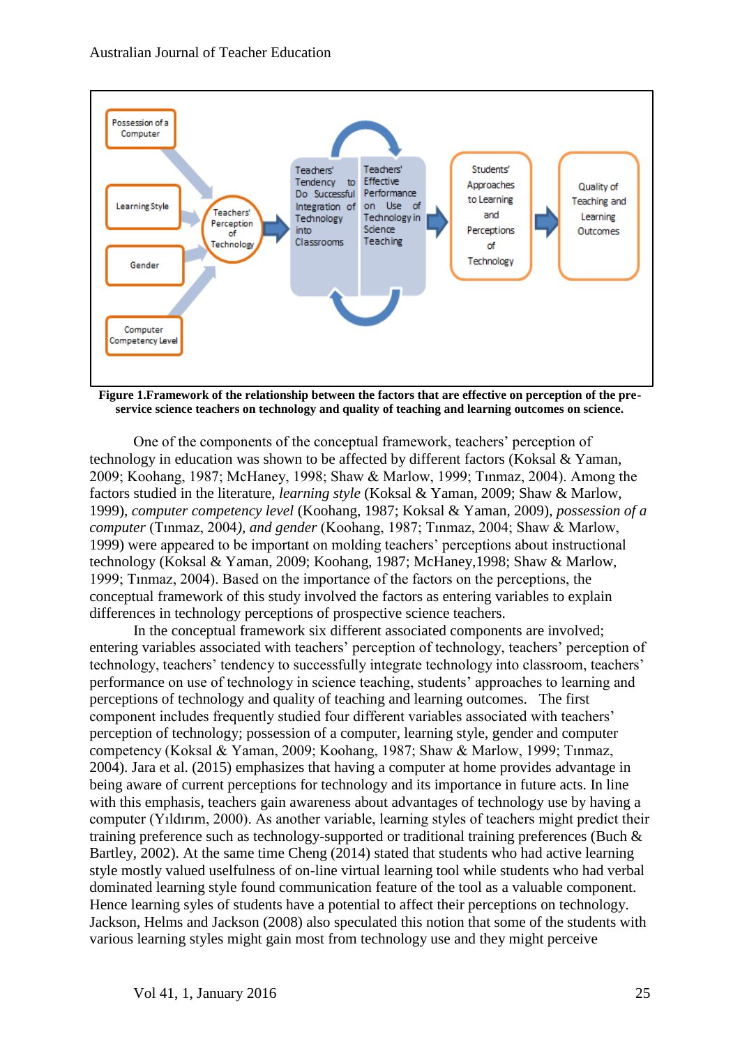**Figure 1.Framework of the relationship between the factors that are effective on perception of the pre-service science teachers on technology and quality of teaching and learning outcomes on science.**

One of the components of the conceptual framework, teachers' perception of technology in education was shown to be affected by different factors (Koksal & Yaman, 2009; Koohang, 1987; McHaney, 1998; Shaw & Marlow, 1999; Tınmaz, 2004). Among the factors studied in the literature, *learning style* (Koksal & Yaman, 2009; Shaw & Marlow, 1999), *computer competency level* (Koohang, 1987; Koksal & Yaman, 2009), *possession of a computer* (Tınmaz, 2004*), and gender* (Koohang, 1987; Tınmaz, 2004; Shaw & Marlow, 1999) were appeared to be important on molding teachers' perceptions about instructional technology (Koksal & Yaman, 2009; Koohang, 1987; McHaney,1998; Shaw & Marlow, 1999; Tınmaz, 2004). Based on the importance of the factors on the perceptions, the conceptual framework of this study involved the factors as entering variables to explain differences in technology perceptions of prospective science teachers.

In the conceptual framework six different associated components are involved; entering variables associated with teachers' perception of technology, teachers' perception of technology, teachers' tendency to successfully integrate technology into classroom, teachers' performance on use of technology in science teaching, students' approaches to learning and perceptions of technology and quality of teaching and learning outcomes. The first component includes frequently studied four different variables associated with teachers' perception of technology; possession of a computer, learning style, gender and computer competency (Koksal & Yaman, 2009; Koohang, 1987; Shaw & Marlow, 1999; Tınmaz, 2004). Jara et al. (2015) emphasizes that having a computer at home provides advantage in being aware of current perceptions for technology and its importance in future acts. In line with this emphasis, teachers gain awareness about advantages of technology use by having a computer (Yıldırım, 2000). As another variable, learning styles of teachers might predict their training preference such as technology-supported or traditional training preferences (Buch & Bartley, 2002). At the same time Cheng (2014) stated that students who had active learning style mostly valued usefulness of on-line virtual learning tool while students who had verbal dominated learning style found communication feature of the tool as a valuable component. Hence learning syles of students have a potential to affect their perceptions on technology. Jackson, Helms and Jackson (2008) also speculated this notion that some of the students with various learning styles might gain most from technology use and they might perceive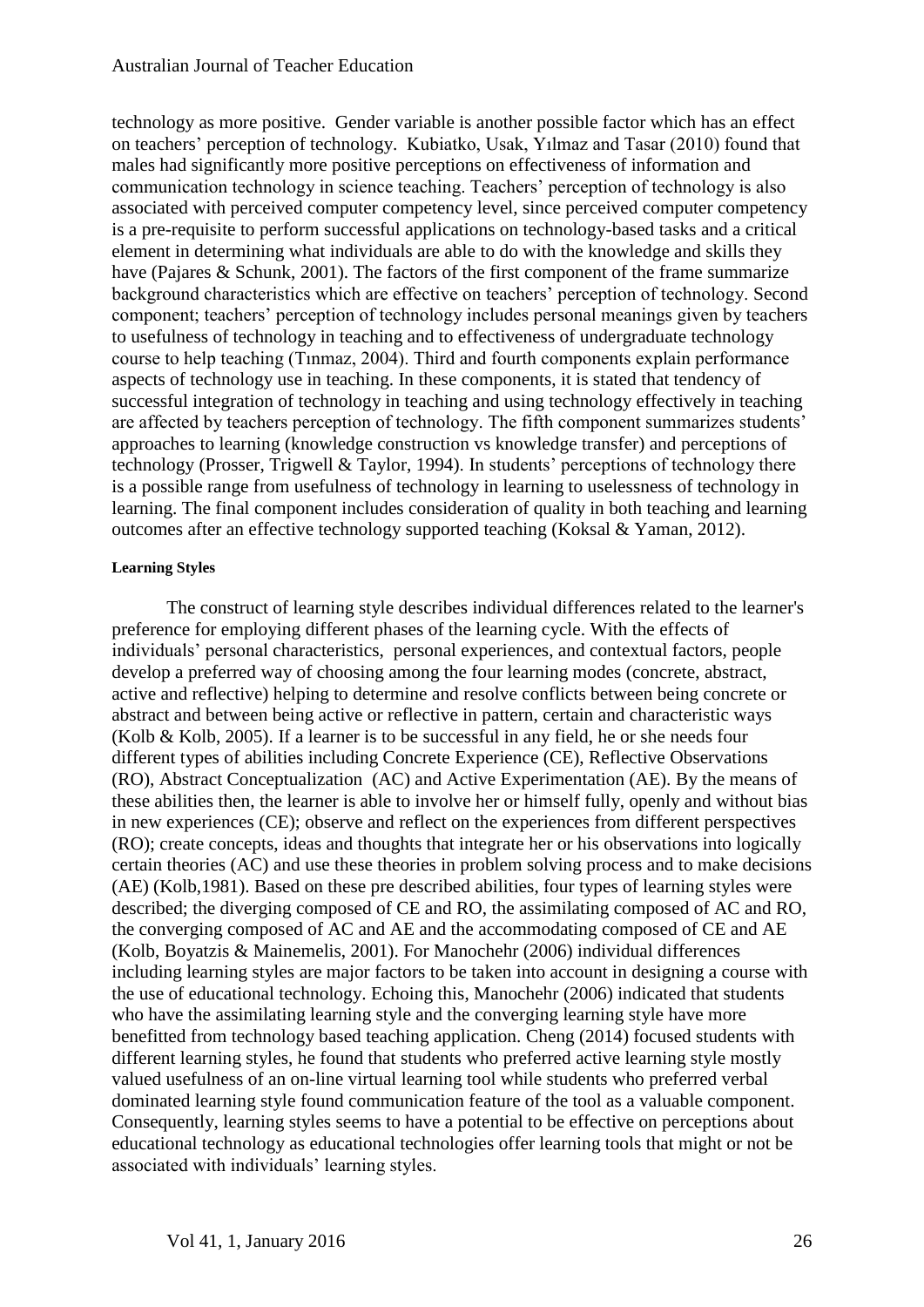technology as more positive. Gender variable is another possible factor which has an effect on teachers' perception of technology. Kubiatko, Usak, Yılmaz and Tasar (2010) found that males had significantly more positive perceptions on effectiveness of information and communication technology in science teaching. Teachers' perception of technology is also associated with perceived computer competency level, since perceived computer competency is a pre-requisite to perform successful applications on technology-based tasks and a critical element in determining what individuals are able to do with the knowledge and skills they have (Pajares & Schunk, 2001). The factors of the first component of the frame summarize background characteristics which are effective on teachers' perception of technology. Second component; teachers' perception of technology includes personal meanings given by teachers to usefulness of technology in teaching and to effectiveness of undergraduate technology course to help teaching (Tınmaz, 2004). Third and fourth components explain performance aspects of technology use in teaching. In these components, it is stated that tendency of successful integration of technology in teaching and using technology effectively in teaching are affected by teachers perception of technology. The fifth component summarizes students' approaches to learning (knowledge construction vs knowledge transfer) and perceptions of technology (Prosser, Trigwell & Taylor, 1994). In students' perceptions of technology there is a possible range from usefulness of technology in learning to uselessness of technology in learning. The final component includes consideration of quality in both teaching and learning outcomes after an effective technology supported teaching (Koksal & Yaman, 2012).

#### Learning Styles

The construct of learning style describes individual differences related to the learner's preference for employing different phases of the learning cycle. With the effects of individuals' personal characteristics, personal experiences, and contextual factors, people develop a preferred way of choosing among the four learning modes (concrete, abstract, active and reflective) helping to determine and resolve conflicts between being concrete or abstract and between being active or reflective in pattern, certain and characteristic ways (Kolb & Kolb, 2005). If a learner is to be successful in any field, he or she needs four different types of abilities including Concrete Experience (CE), Reflective Observations (RO), Abstract Conceptualization (AC) and Active Experimentation (AE). By the means of these abilities then, the learner is able to involve her or himself fully, openly and without bias in new experiences (CE); observe and reflect on the experiences from different perspectives (RO); create concepts, ideas and thoughts that integrate her or his observations into logically certain theories (AC) and use these theories in problem solving process and to make decisions (AE) (Kolb,1981). Based on these pre described abilities, four types of learning styles were described; the diverging composed of CE and RO, the assimilating composed of AC and RO, the converging composed of AC and AE and the accommodating composed of CE and AE (Kolb, Boyatzis & Mainemelis, 2001). For Manochehr (2006) individual differences including learning styles are major factors to be taken into account in designing a course with the use of educational technology. Echoing this, Manochehr (2006) indicated that students who have the assimilating learning style and the converging learning style have more benefitted from technology based teaching application. Cheng (2014) focused students with different learning styles, he found that students who preferred active learning style mostly valued usefulness of an on-line virtual learning tool while students who preferred verbal dominated learning style found communication feature of the tool as a valuable component. Consequently, learning styles seems to have a potential to be effective on perceptions about educational technology as educational technologies offer learning tools that might or not be associated with individuals' learning styles.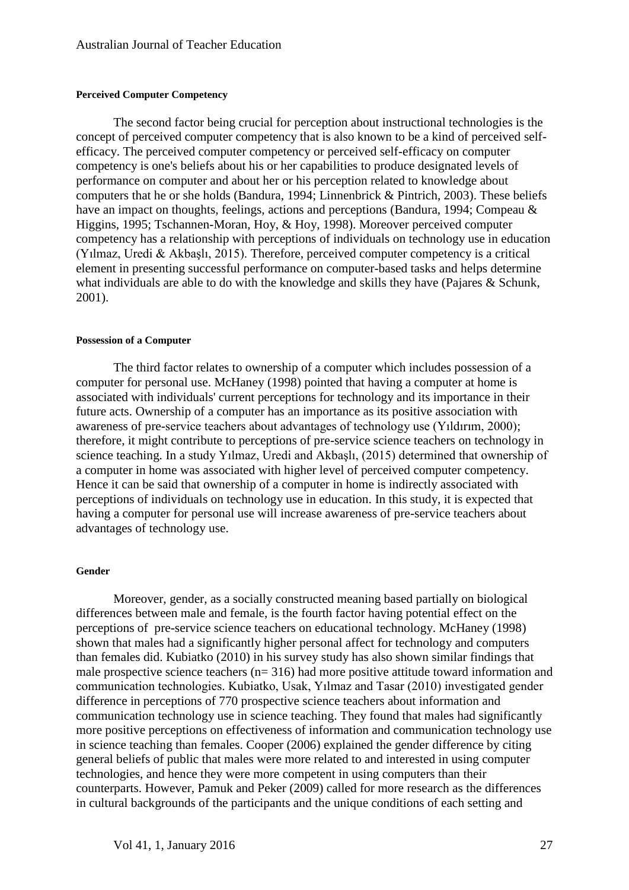#### Perceived Computer Competency

The second factor being crucial for perception about instructional technologies is the concept of perceived computer competency that is also known to be a kind of perceived self-efficacy. The perceived computer competency or perceived self-efficacy on computer competency is one's beliefs about his or her capabilities to produce designated levels of performance on computer and about her or his perception related to knowledge about computers that he or she holds (Bandura, 1994; Linnenbrick & Pintrich, 2003). These beliefs have an impact on thoughts, feelings, actions and perceptions (Bandura, 1994; Compeau & Higgins, 1995; Tschannen-Moran, Hoy, & Hoy, 1998). Moreover perceived computer competency has a relationship with perceptions of individuals on technology use in education (Yılmaz, Uredi & Akbaşlı, 2015). Therefore, perceived computer competency is a critical element in presenting successful performance on computer-based tasks and helps determine what individuals are able to do with the knowledge and skills they have (Pajares & Schunk, 2001).

#### Possession of a Computer

The third factor relates to ownership of a computer which includes possession of a computer for personal use. McHaney (1998) pointed that having a computer at home is associated with individuals' current perceptions for technology and its importance in their future acts. Ownership of a computer has an importance as its positive association with awareness of pre-service teachers about advantages of technology use (Yıldırım, 2000); therefore, it might contribute to perceptions of pre-service science teachers on technology in science teaching. In a study Yılmaz, Uredi and Akbaşlı, (2015) determined that ownership of a computer in home was associated with higher level of perceived computer competency. Hence it can be said that ownership of a computer in home is indirectly associated with perceptions of individuals on technology use in education. In this study, it is expected that having a computer for personal use will increase awareness of pre-service teachers about advantages of technology use.

#### Gender

Moreover, gender, as a socially constructed meaning based partially on biological differences between male and female, is the fourth factor having potential effect on the perceptions of pre-service science teachers on educational technology. McHaney (1998) shown that males had a significantly higher personal affect for technology and computers than females did. Kubiatko (2010) in his survey study has also shown similar findings that male prospective science teachers (n= 316) had more positive attitude toward information and communication technologies. Kubiatko, Usak, Yılmaz and Tasar (2010) investigated gender difference in perceptions of 770 prospective science teachers about information and communication technology use in science teaching. They found that males had significantly more positive perceptions on effectiveness of information and communication technology use in science teaching than females. Cooper (2006) explained the gender difference by citing general beliefs of public that males were more related to and interested in using computer technologies, and hence they were more competent in using computers than their counterparts. However, Pamuk and Peker (2009) called for more research as the differences in cultural backgrounds of the participants and the unique conditions of each setting and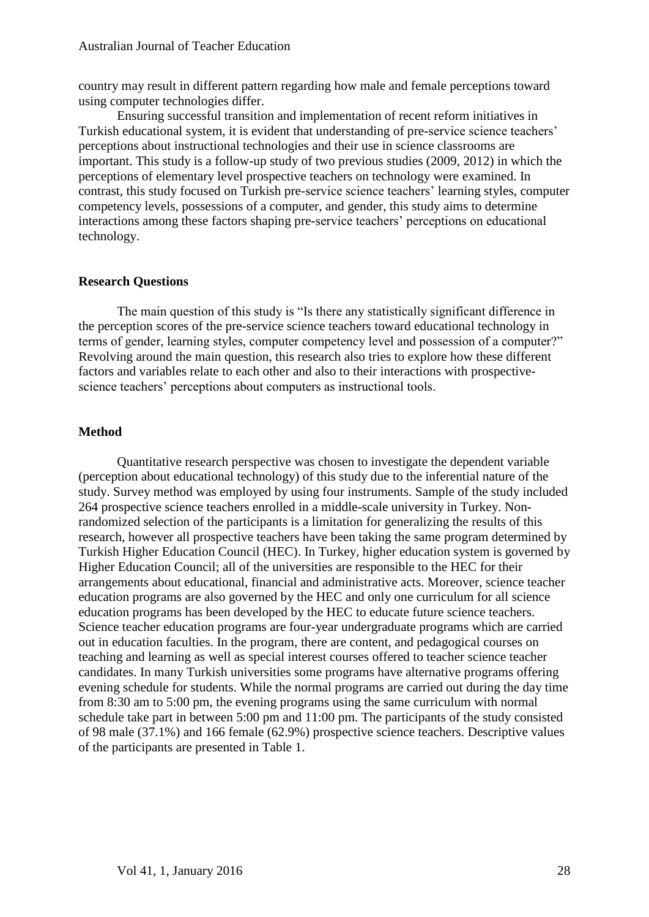country may result in different pattern regarding how male and female perceptions toward using computer technologies differ.

Ensuring successful transition and implementation of recent reform initiatives in Turkish educational system, it is evident that understanding of pre-service science teachers' perceptions about instructional technologies and their use in science classrooms are important. This study is a follow-up study of two previous studies (2009, 2012) in which the perceptions of elementary level prospective teachers on technology were examined. In contrast, this study focused on Turkish pre-service science teachers' learning styles, computer competency levels, possessions of a computer, and gender, this study aims to determine interactions among these factors shaping pre-service teachers' perceptions on educational technology.

## Research Questions

The main question of this study is "Is there any statistically significant difference in the perception scores of the pre-service science teachers toward educational technology in terms of gender, learning styles, computer competency level and possession of a computer?" Revolving around the main question, this research also tries to explore how these different factors and variables relate to each other and also to their interactions with prospective-science teachers' perceptions about computers as instructional tools.

## Method

Quantitative research perspective was chosen to investigate the dependent variable (perception about educational technology) of this study due to the inferential nature of the study. Survey method was employed by using four instruments. Sample of the study included 264 prospective science teachers enrolled in a middle-scale university in Turkey. Non-randomized selection of the participants is a limitation for generalizing the results of this research, however all prospective teachers have been taking the same program determined by Turkish Higher Education Council (HEC). In Turkey, higher education system is governed by Higher Education Council; all of the universities are responsible to the HEC for their arrangements about educational, financial and administrative acts. Moreover, science teacher education programs are also governed by the HEC and only one curriculum for all science education programs has been developed by the HEC to educate future science teachers. Science teacher education programs are four-year undergraduate programs which are carried out in education faculties. In the program, there are content, and pedagogical courses on teaching and learning as well as special interest courses offered to teacher science teacher candidates. In many Turkish universities some programs have alternative programs offering evening schedule for students. While the normal programs are carried out during the day time from 8:30 am to 5:00 pm, the evening programs using the same curriculum with normal schedule take part in between 5:00 pm and 11:00 pm. The participants of the study consisted of 98 male (37.1%) and 166 female (62.9%) prospective science teachers. Descriptive values of the participants are presented in Table 1.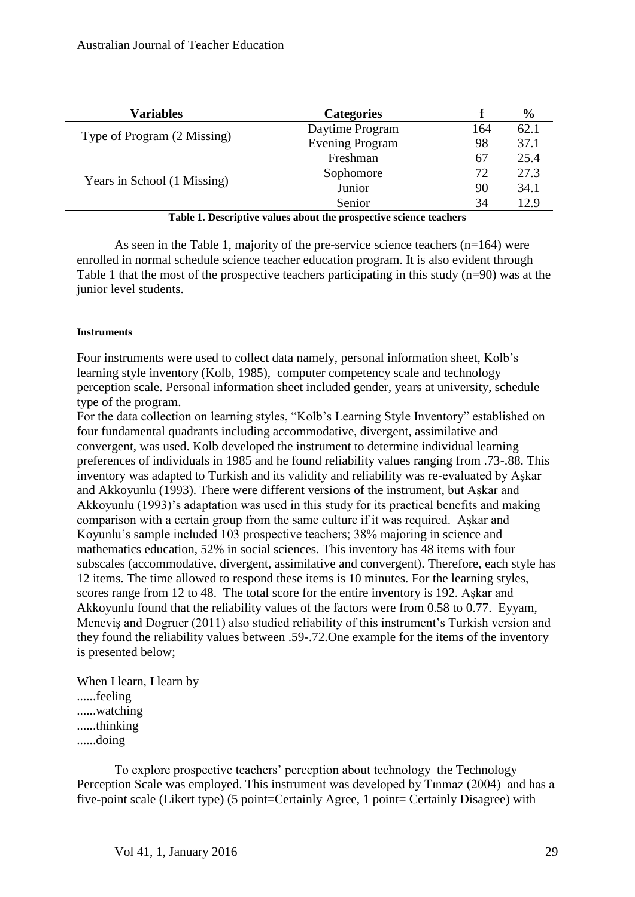| Variables | Categories | f | % |
|---|---|---|---|
| Type of Program (2 Missing) | Daytime Program | 164 | 62.1 |
| | Evening Program | 98 | 37.1 |
| Years in School (1 Missing) | Freshman | 67 | 25.4 |
| | Sophomore | 72 | 27.3 |
| | Junior | 90 | 34.1 |
| | Senior | 34 | 12.9 |

**Table 1. Descriptive values about the prospective science teachers**

As seen in the Table 1, majority of the pre-service science teachers (n=164) were enrolled in normal schedule science teacher education program. It is also evident through Table 1 that the most of the prospective teachers participating in this study (n=90) was at the junior level students.

#### Instruments

Four instruments were used to collect data namely, personal information sheet, Kolb's learning style inventory (Kolb, 1985), computer competency scale and technology perception scale. Personal information sheet included gender, years at university, schedule type of the program.

For the data collection on learning styles, "Kolb's Learning Style Inventory" established on four fundamental quadrants including accommodative, divergent, assimilative and convergent, was used. Kolb developed the instrument to determine individual learning preferences of individuals in 1985 and he found reliability values ranging from .73-.88. This inventory was adapted to Turkish and its validity and reliability was re-evaluated by Aşkar and Akkoyunlu (1993). There were different versions of the instrument, but Aşkar and Akkoyunlu (1993)'s adaptation was used in this study for its practical benefits and making comparison with a certain group from the same culture if it was required. Aşkar and Koyunlu's sample included 103 prospective teachers; 38% majoring in science and mathematics education, 52% in social sciences. This inventory has 48 items with four subscales (accommodative, divergent, assimilative and convergent). Therefore, each style has 12 items. The time allowed to respond these items is 10 minutes. For the learning styles, scores range from 12 to 48. The total score for the entire inventory is 192. Aşkar and Akkoyunlu found that the reliability values of the factors were from 0.58 to 0.77. Eyyam, Meneviş and Dogruer (2011) also studied reliability of this instrument's Turkish version and they found the reliability values between .59-.72.One example for the items of the inventory is presented below;

When I learn, I learn by
......feeling
......watching
......thinking
......doing

To explore prospective teachers' perception about technology the Technology Perception Scale was employed. This instrument was developed by Tınmaz (2004) and has a five-point scale (Likert type) (5 point=Certainly Agree, 1 point= Certainly Disagree) with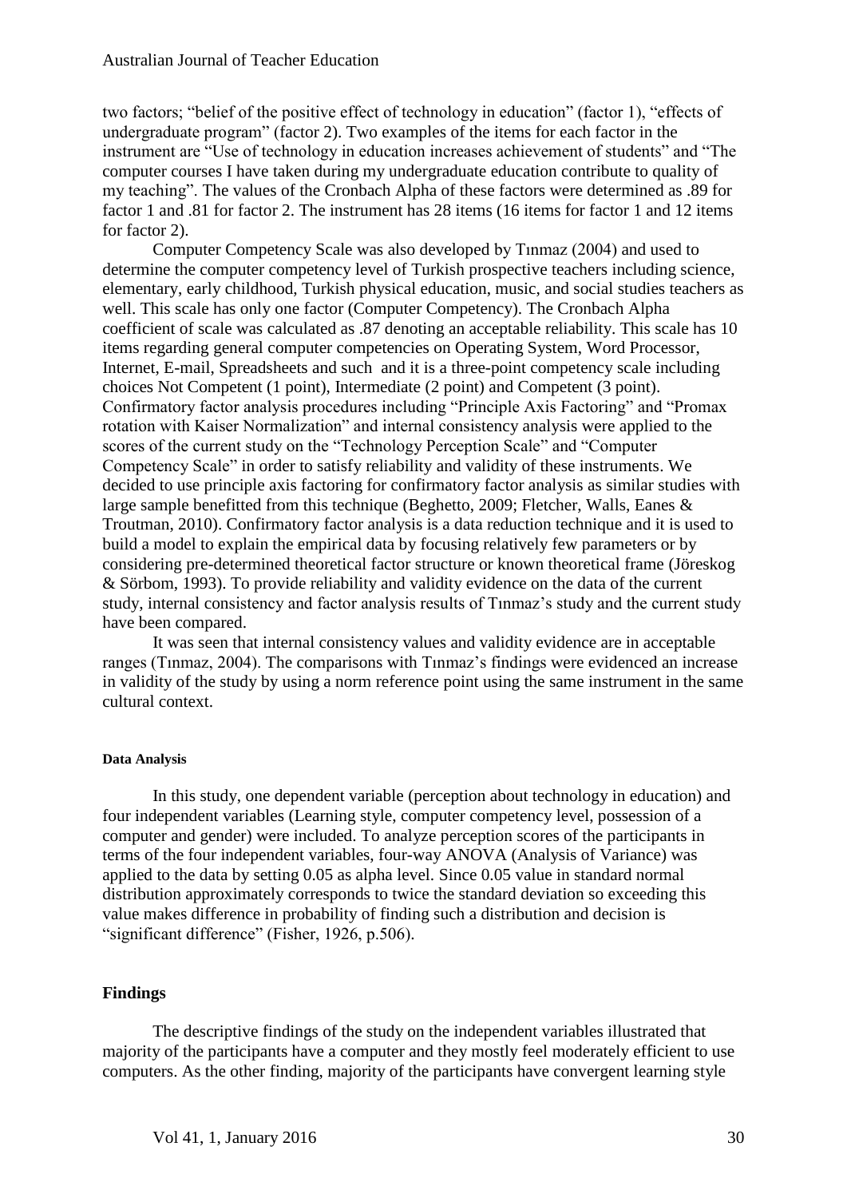two factors; "belief of the positive effect of technology in education" (factor 1), "effects of undergraduate program" (factor 2). Two examples of the items for each factor in the instrument are "Use of technology in education increases achievement of students" and "The computer courses I have taken during my undergraduate education contribute to quality of my teaching". The values of the Cronbach Alpha of these factors were determined as .89 for factor 1 and .81 for factor 2. The instrument has 28 items (16 items for factor 1 and 12 items for factor 2).

Computer Competency Scale was also developed by Tınmaz (2004) and used to determine the computer competency level of Turkish prospective teachers including science, elementary, early childhood, Turkish physical education, music, and social studies teachers as well. This scale has only one factor (Computer Competency). The Cronbach Alpha coefficient of scale was calculated as .87 denoting an acceptable reliability. This scale has 10 items regarding general computer competencies on Operating System, Word Processor, Internet, E-mail, Spreadsheets and such and it is a three-point competency scale including choices Not Competent (1 point), Intermediate (2 point) and Competent (3 point). Confirmatory factor analysis procedures including "Principle Axis Factoring" and "Promax rotation with Kaiser Normalization" and internal consistency analysis were applied to the scores of the current study on the "Technology Perception Scale" and "Computer Competency Scale" in order to satisfy reliability and validity of these instruments. We decided to use principle axis factoring for confirmatory factor analysis as similar studies with large sample benefitted from this technique (Beghetto, 2009; Fletcher, Walls, Eanes & Troutman, 2010). Confirmatory factor analysis is a data reduction technique and it is used to build a model to explain the empirical data by focusing relatively few parameters or by considering pre-determined theoretical factor structure or known theoretical frame (Jöreskog & Sörbom, 1993). To provide reliability and validity evidence on the data of the current study, internal consistency and factor analysis results of Tınmaz's study and the current study have been compared.

It was seen that internal consistency values and validity evidence are in acceptable ranges (Tınmaz, 2004). The comparisons with Tınmaz's findings were evidenced an increase in validity of the study by using a norm reference point using the same instrument in the same cultural context.

#### Data Analysis

In this study, one dependent variable (perception about technology in education) and four independent variables (Learning style, computer competency level, possession of a computer and gender) were included. To analyze perception scores of the participants in terms of the four independent variables, four-way ANOVA (Analysis of Variance) was applied to the data by setting 0.05 as alpha level. Since 0.05 value in standard normal distribution approximately corresponds to twice the standard deviation so exceeding this value makes difference in probability of finding such a distribution and decision is "significant difference" (Fisher, 1926, p.506).

## Findings

The descriptive findings of the study on the independent variables illustrated that majority of the participants have a computer and they mostly feel moderately efficient to use computers. As the other finding, majority of the participants have convergent learning style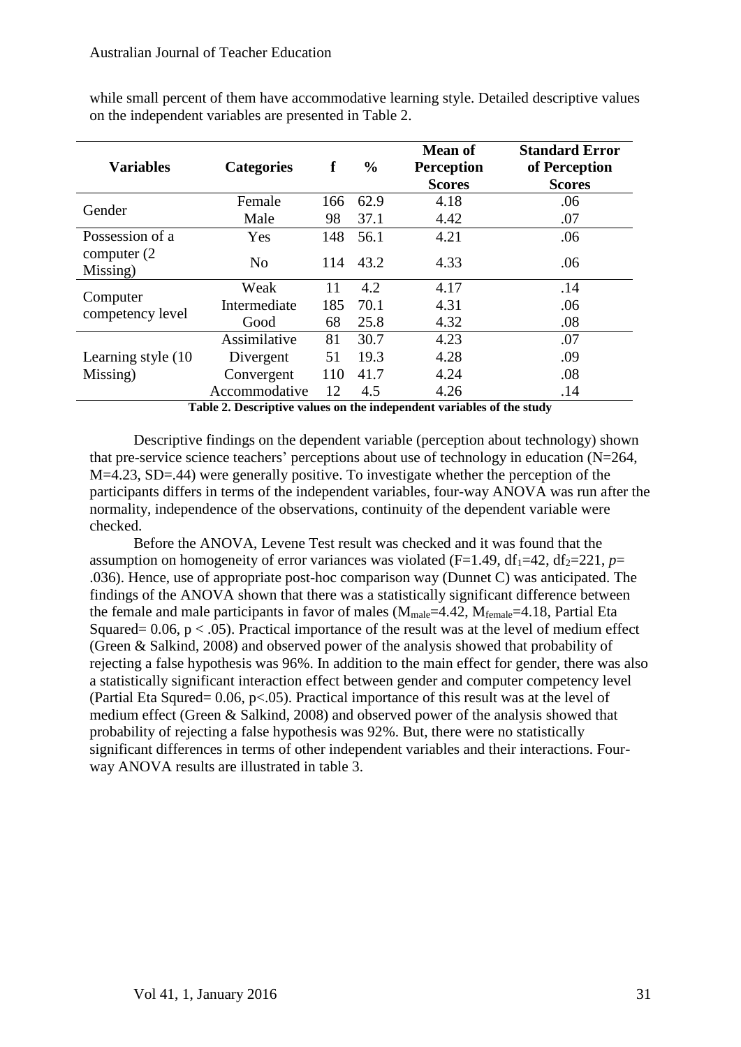while small percent of them have accommodative learning style. Detailed descriptive values on the independent variables are presented in Table 2.

| Variables | Categories | f | % | Mean of Perception Scores | Standard Error of Perception Scores |
|---|---|---|---|---|---|
| Gender | Female | 166 | 62.9 | 4.18 | .06 |
| | Male | 98 | 37.1 | 4.42 | .07 |
| Possession of a computer (2 Missing) | Yes | 148 | 56.1 | 4.21 | .06 |
| | No | 114 | 43.2 | 4.33 | .06 |
| Computer competency level | Weak | 11 | 4.2 | 4.17 | .14 |
| | Intermediate | 185 | 70.1 | 4.31 | .06 |
| | Good | 68 | 25.8 | 4.32 | .08 |
| Learning style (10 Missing) | Assimilative | 81 | 30.7 | 4.23 | .07 |
| | Divergent | 51 | 19.3 | 4.28 | .09 |
| | Convergent | 110 | 41.7 | 4.24 | .08 |
| | Accommodative | 12 | 4.5 | 4.26 | .14 |

**Table 2. Descriptive values on the independent variables of the study**

Descriptive findings on the dependent variable (perception about technology) shown that pre-service science teachers' perceptions about use of technology in education (N=264, M=4.23, SD=.44) were generally positive. To investigate whether the perception of the participants differs in terms of the independent variables, four-way ANOVA was run after the normality, independence of the observations, continuity of the dependent variable were checked.

Before the ANOVA, Levene Test result was checked and it was found that the assumption on homogeneity of error variances was violated ($F=1.49$, $df_1=42$, $df_2=221$, $p=.036$). Hence, use of appropriate post-hoc comparison way (Dunnet C) was anticipated. The findings of the ANOVA shown that there was a statistically significant difference between the female and male participants in favor of males ($M_{male}=4.42$, $M_{female}=4.18$, Partial Eta Squared= 0.06, $p < .05$). Practical importance of the result was at the level of medium effect (Green & Salkind, 2008) and observed power of the analysis showed that probability of rejecting a false hypothesis was 96%. In addition to the main effect for gender, there was also a statistically significant interaction effect between gender and computer competency level (Partial Eta Squred= 0.06, $p<.05$). Practical importance of this result was at the level of medium effect (Green & Salkind, 2008) and observed power of the analysis showed that probability of rejecting a false hypothesis was 92%. But, there were no statistically significant differences in terms of other independent variables and their interactions. Four-way ANOVA results are illustrated in table 3.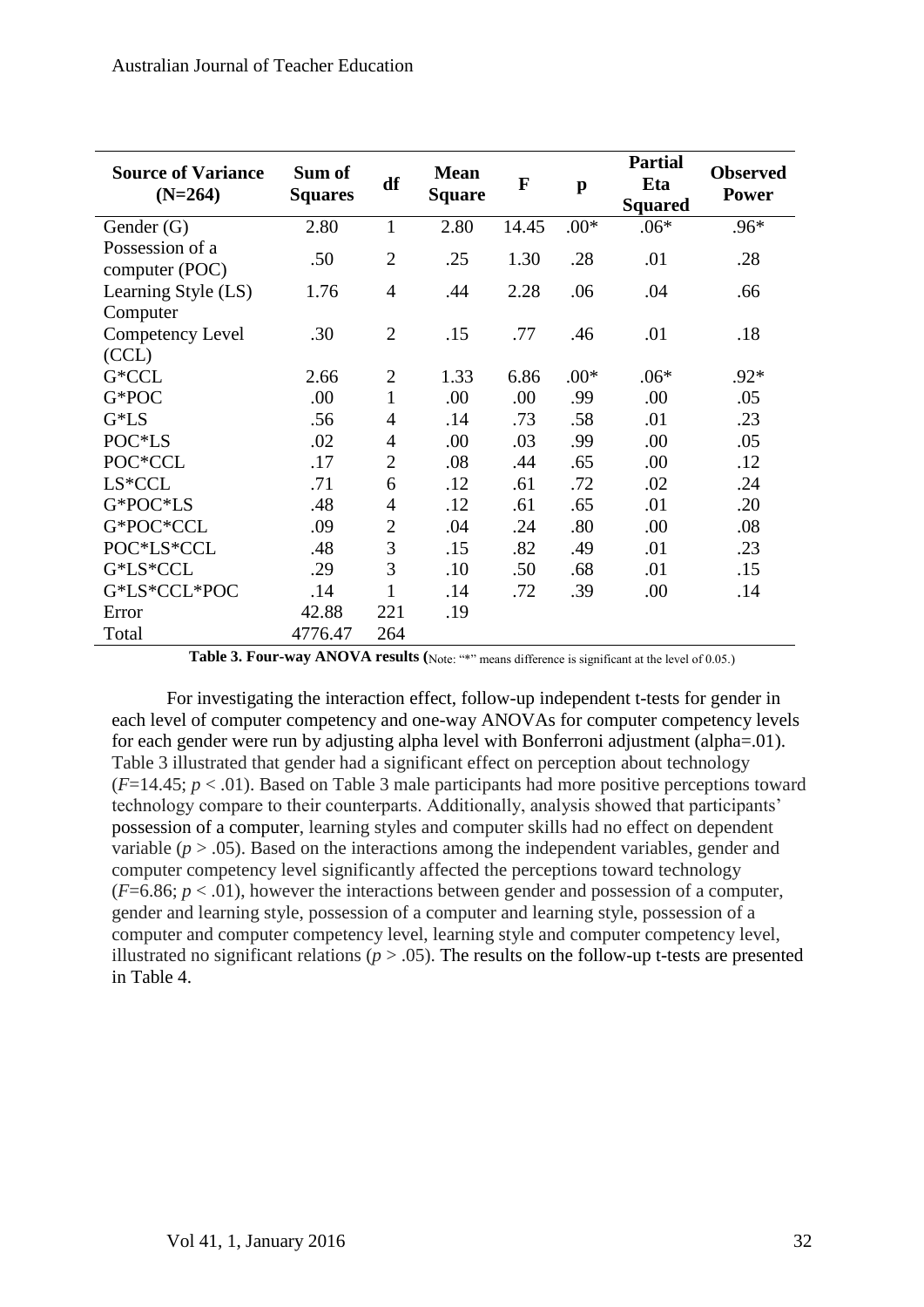| Source of Variance (N=264) | Sum of Squares | df | Mean Square | F | p | Partial Eta Squared | Observed Power |
|---|---|---|---|---|---|---|---|
| Gender (G) | 2.80 | 1 | 2.80 | 14.45 | .00* | .06* | .96* |
| Possession of a computer (POC) | .50 | 2 | .25 | 1.30 | .28 | .01 | .28 |
| Learning Style (LS) | 1.76 | 4 | .44 | 2.28 | .06 | .04 | .66 |
| Computer Competency Level (CCL) | .30 | 2 | .15 | .77 | .46 | .01 | .18 |
| G*CCL | 2.66 | 2 | 1.33 | 6.86 | .00* | .06* | .92* |
| G*POC | .00 | 1 | .00 | .00 | .99 | .00 | .05 |
| G*LS | .56 | 4 | .14 | .73 | .58 | .01 | .23 |
| POC*LS | .02 | 4 | .00 | .03 | .99 | .00 | .05 |
| POC*CCL | .17 | 2 | .08 | .44 | .65 | .00 | .12 |
| LS*CCL | .71 | 6 | .12 | .61 | .72 | .02 | .24 |
| G*POC*LS | .48 | 4 | .12 | .61 | .65 | .01 | .20 |
| G*POC*CCL | .09 | 2 | .04 | .24 | .80 | .00 | .08 |
| POC*LS*CCL | .48 | 3 | .15 | .82 | .49 | .01 | .23 |
| G*LS*CCL | .29 | 3 | .10 | .50 | .68 | .01 | .15 |
| G*LS*CCL*POC | .14 | 1 | .14 | .72 | .39 | .00 | .14 |
| Error | 42.88 | 221 | .19 | | | | |
| Total | 4776.47 | 264 | | | | | |

**Table 3. Four-way ANOVA results (**Note: "*" means difference is significant at the level of 0.05.)

For investigating the interaction effect, follow-up independent t-tests for gender in each level of computer competency and one-way ANOVAs for computer competency levels for each gender were run by adjusting alpha level with Bonferroni adjustment (alpha=.01). Table 3 illustrated that gender had a significant effect on perception about technology ($F$=14.45; $p < .01$). Based on Table 3 male participants had more positive perceptions toward technology compare to their counterparts. Additionally, analysis showed that participants' possession of a computer, learning styles and computer skills had no effect on dependent variable ($p > .05$). Based on the interactions among the independent variables, gender and computer competency level significantly affected the perceptions toward technology ($F$=6.86; $p < .01$), however the interactions between gender and possession of a computer, gender and learning style, possession of a computer and learning style, possession of a computer and computer competency level, learning style and computer competency level, illustrated no significant relations ($p > .05$). The results on the follow-up t-tests are presented in Table 4.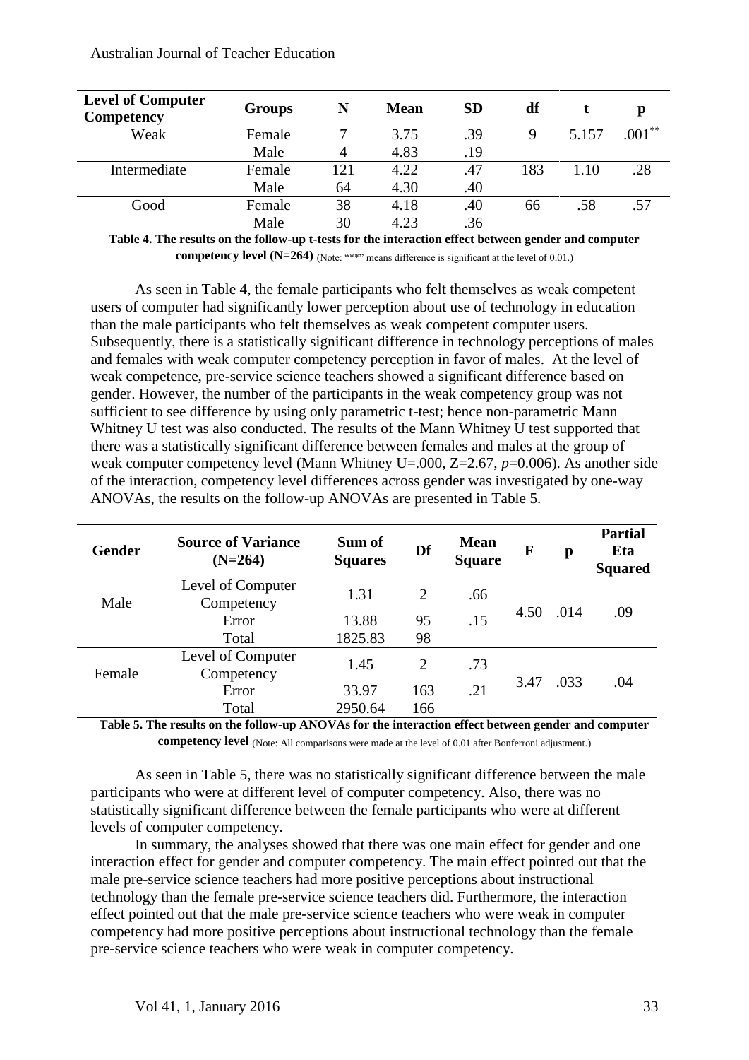| Level of Computer Competency | Groups | N | Mean | SD | df | t | p |
|---|---|---|---|---|---|---|---|
| Weak | Female | 7 | 3.75 | .39 | 9 | 5.157 | .001** |
| | Male | 4 | 4.83 | .19 | | | |
| Intermediate | Female | 121 | 4.22 | .47 | 183 | 1.10 | .28 |
| | Male | 64 | 4.30 | .40 | | | |
| Good | Female | 38 | 4.18 | .40 | 66 | .58 | .57 |
| | Male | 30 | 4.23 | .36 | | | |

**Table 4. The results on the follow-up t-tests for the interaction effect between gender and computer competency level (N=264)** (Note: "**" means difference is significant at the level of 0.01.)

As seen in Table 4, the female participants who felt themselves as weak competent users of computer had significantly lower perception about use of technology in education than the male participants who felt themselves as weak competent computer users. Subsequently, there is a statistically significant difference in technology perceptions of males and females with weak computer competency perception in favor of males. At the level of weak competence, pre-service science teachers showed a significant difference based on gender. However, the number of the participants in the weak competency group was not sufficient to see difference by using only parametric t-test; hence non-parametric Mann Whitney U test was also conducted. The results of the Mann Whitney U test supported that there was a statistically significant difference between females and males at the group of weak computer competency level (Mann Whitney U=.000, Z=2.67, *p*=0.006). As another side of the interaction, competency level differences across gender was investigated by one-way ANOVAs, the results on the follow-up ANOVAs are presented in Table 5.

| Gender | Source of Variance (N=264) | Sum of Squares | Df | Mean Square | F | p | Partial Eta Squared |
|---|---|---|---|---|---|---|---|
| Male | Level of Computer Competency | 1.31 | 2 | .66 | 4.50 | .014 | .09 |
| | Error | 13.88 | 95 | .15 | | | |
| | Total | 1825.83 | 98 | | | | |
| Female | Level of Computer Competency | 1.45 | 2 | .73 | 3.47 | .033 | .04 |
| | Error | 33.97 | 163 | .21 | | | |
| | Total | 2950.64 | 166 | | | | |

**Table 5. The results on the follow-up ANOVAs for the interaction effect between gender and computer competency level** (Note: All comparisons were made at the level of 0.01 after Bonferroni adjustment.)

As seen in Table 5, there was no statistically significant difference between the male participants who were at different level of computer competency. Also, there was no statistically significant difference between the female participants who were at different levels of computer competency.

In summary, the analyses showed that there was one main effect for gender and one interaction effect for gender and computer competency. The main effect pointed out that the male pre-service science teachers had more positive perceptions about instructional technology than the female pre-service science teachers did. Furthermore, the interaction effect pointed out that the male pre-service science teachers who were weak in computer competency had more positive perceptions about instructional technology than the female pre-service science teachers who were weak in computer competency.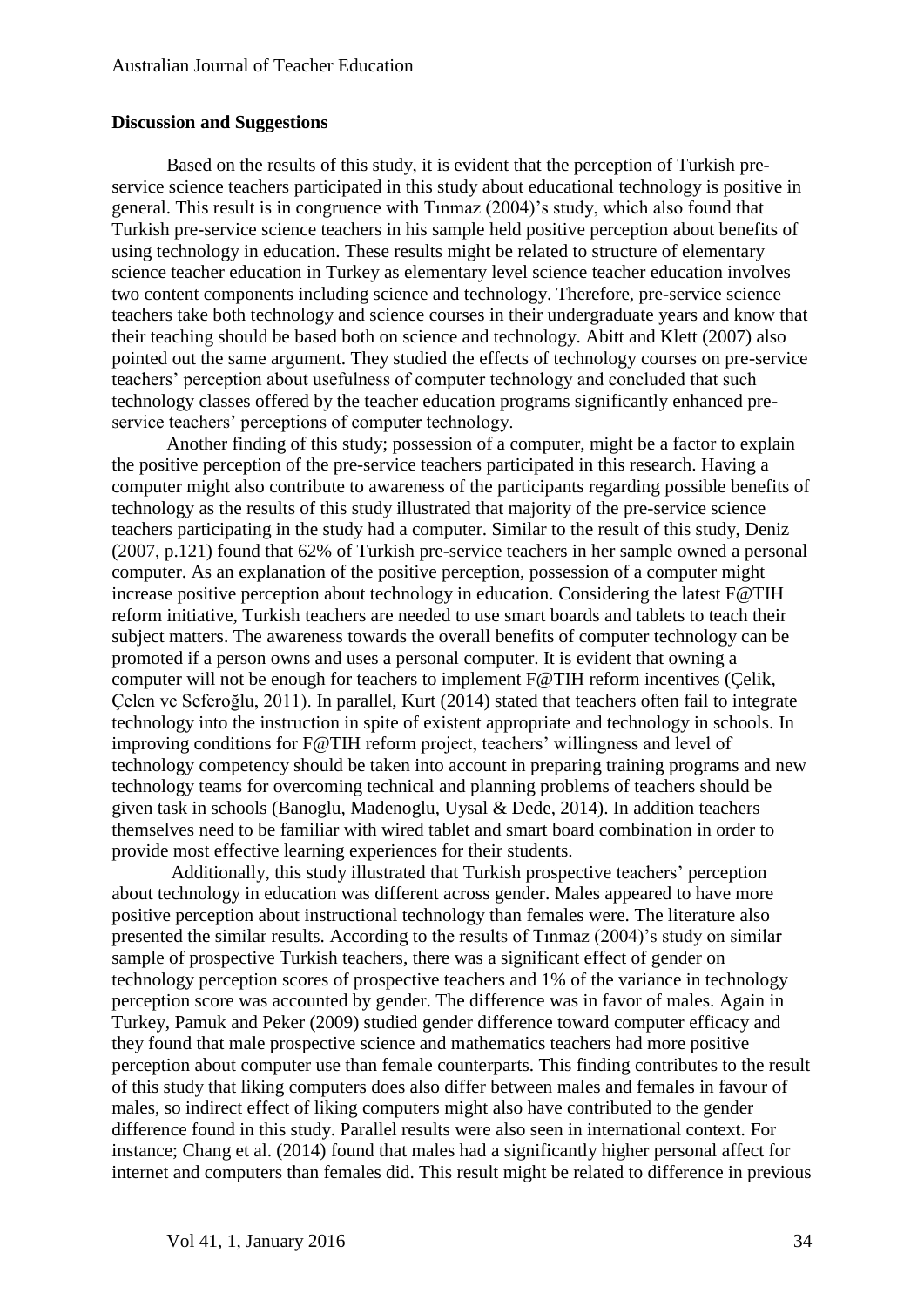**Discussion and Suggestions**

Based on the results of this study, it is evident that the perception of Turkish pre-service science teachers participated in this study about educational technology is positive in general. This result is in congruence with Tınmaz (2004)'s study, which also found that Turkish pre-service science teachers in his sample held positive perception about benefits of using technology in education. These results might be related to structure of elementary science teacher education in Turkey as elementary level science teacher education involves two content components including science and technology. Therefore, pre-service science teachers take both technology and science courses in their undergraduate years and know that their teaching should be based both on science and technology. Abitt and Klett (2007) also pointed out the same argument. They studied the effects of technology courses on pre-service teachers' perception about usefulness of computer technology and concluded that such technology classes offered by the teacher education programs significantly enhanced pre-service teachers' perceptions of computer technology.

Another finding of this study; possession of a computer, might be a factor to explain the positive perception of the pre-service teachers participated in this research. Having a computer might also contribute to awareness of the participants regarding possible benefits of technology as the results of this study illustrated that majority of the pre-service science teachers participating in the study had a computer. Similar to the result of this study, Deniz (2007, p.121) found that 62% of Turkish pre-service teachers in her sample owned a personal computer. As an explanation of the positive perception, possession of a computer might increase positive perception about technology in education. Considering the latest F@TIH reform initiative, Turkish teachers are needed to use smart boards and tablets to teach their subject matters. The awareness towards the overall benefits of computer technology can be promoted if a person owns and uses a personal computer. It is evident that owning a computer will not be enough for teachers to implement F@TIH reform incentives (Çelik, Çelen ve Seferoğlu, 2011). In parallel, Kurt (2014) stated that teachers often fail to integrate technology into the instruction in spite of existent appropriate and technology in schools. In improving conditions for F@TIH reform project, teachers' willingness and level of technology competency should be taken into account in preparing training programs and new technology teams for overcoming technical and planning problems of teachers should be given task in schools (Banoglu, Madenoglu, Uysal & Dede, 2014). In addition teachers themselves need to be familiar with wired tablet and smart board combination in order to provide most effective learning experiences for their students.

Additionally, this study illustrated that Turkish prospective teachers' perception about technology in education was different across gender. Males appeared to have more positive perception about instructional technology than females were. The literature also presented the similar results. According to the results of Tınmaz (2004)'s study on similar sample of prospective Turkish teachers, there was a significant effect of gender on technology perception scores of prospective teachers and 1% of the variance in technology perception score was accounted by gender. The difference was in favor of males. Again in Turkey, Pamuk and Peker (2009) studied gender difference toward computer efficacy and they found that male prospective science and mathematics teachers had more positive perception about computer use than female counterparts. This finding contributes to the result of this study that liking computers does also differ between males and females in favour of males, so indirect effect of liking computers might also have contributed to the gender difference found in this study. Parallel results were also seen in international context. For instance; Chang et al. (2014) found that males had a significantly higher personal affect for internet and computers than females did. This result might be related to difference in previous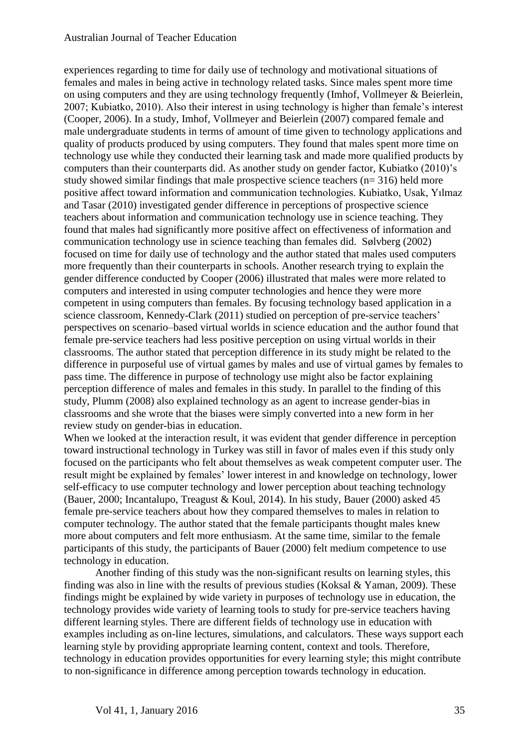experiences regarding to time for daily use of technology and motivational situations of females and males in being active in technology related tasks. Since males spent more time on using computers and they are using technology frequently (Imhof, Vollmeyer & Beierlein, 2007; Kubiatko, 2010). Also their interest in using technology is higher than female's interest (Cooper, 2006). In a study, Imhof, Vollmeyer and Beierlein (2007) compared female and male undergraduate students in terms of amount of time given to technology applications and quality of products produced by using computers. They found that males spent more time on technology use while they conducted their learning task and made more qualified products by computers than their counterparts did. As another study on gender factor, Kubiatko (2010)'s study showed similar findings that male prospective science teachers (n= 316) held more positive affect toward information and communication technologies. Kubiatko, Usak, Yılmaz and Tasar (2010) investigated gender difference in perceptions of prospective science teachers about information and communication technology use in science teaching. They found that males had significantly more positive affect on effectiveness of information and communication technology use in science teaching than females did. Sølvberg (2002) focused on time for daily use of technology and the author stated that males used computers more frequently than their counterparts in schools. Another research trying to explain the gender difference conducted by Cooper (2006) illustrated that males were more related to computers and interested in using computer technologies and hence they were more competent in using computers than females. By focusing technology based application in a science classroom, Kennedy-Clark (2011) studied on perception of pre-service teachers' perspectives on scenario–based virtual worlds in science education and the author found that female pre-service teachers had less positive perception on using virtual worlds in their classrooms. The author stated that perception difference in its study might be related to the difference in purposeful use of virtual games by males and use of virtual games by females to pass time. The difference in purpose of technology use might also be factor explaining perception difference of males and females in this study. In parallel to the finding of this study, Plumm (2008) also explained technology as an agent to increase gender-bias in classrooms and she wrote that the biases were simply converted into a new form in her review study on gender-bias in education.

When we looked at the interaction result, it was evident that gender difference in perception toward instructional technology in Turkey was still in favor of males even if this study only focused on the participants who felt about themselves as weak competent computer user. The result might be explained by females' lower interest in and knowledge on technology, lower self-efficacy to use computer technology and lower perception about teaching technology (Bauer, 2000; Incantalupo, Treagust & Koul, 2014). In his study, Bauer (2000) asked 45 female pre-service teachers about how they compared themselves to males in relation to computer technology. The author stated that the female participants thought males knew more about computers and felt more enthusiasm. At the same time, similar to the female participants of this study, the participants of Bauer (2000) felt medium competence to use technology in education.

Another finding of this study was the non-significant results on learning styles, this finding was also in line with the results of previous studies (Koksal & Yaman, 2009). These findings might be explained by wide variety in purposes of technology use in education, the technology provides wide variety of learning tools to study for pre-service teachers having different learning styles. There are different fields of technology use in education with examples including as on-line lectures, simulations, and calculators. These ways support each learning style by providing appropriate learning content, context and tools. Therefore, technology in education provides opportunities for every learning style; this might contribute to non-significance in difference among perception towards technology in education.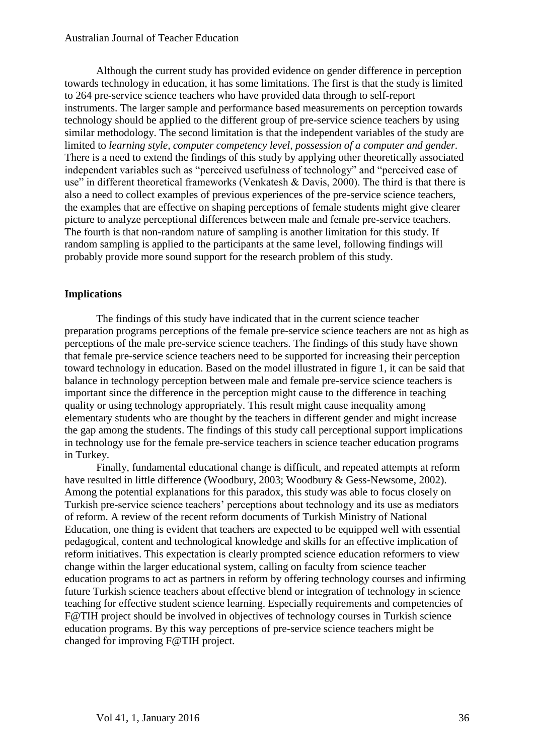Although the current study has provided evidence on gender difference in perception towards technology in education, it has some limitations. The first is that the study is limited to 264 pre-service science teachers who have provided data through to self-report instruments. The larger sample and performance based measurements on perception towards technology should be applied to the different group of pre-service science teachers by using similar methodology. The second limitation is that the independent variables of the study are limited to *learning style, computer competency level, possession of a computer and gender.* There is a need to extend the findings of this study by applying other theoretically associated independent variables such as "perceived usefulness of technology" and "perceived ease of use" in different theoretical frameworks (Venkatesh & Davis, 2000). The third is that there is also a need to collect examples of previous experiences of the pre-service science teachers, the examples that are effective on shaping perceptions of female students might give clearer picture to analyze perceptional differences between male and female pre-service teachers. The fourth is that non-random nature of sampling is another limitation for this study. If random sampling is applied to the participants at the same level, following findings will probably provide more sound support for the research problem of this study.

### Implications

The findings of this study have indicated that in the current science teacher preparation programs perceptions of the female pre-service science teachers are not as high as perceptions of the male pre-service science teachers. The findings of this study have shown that female pre-service science teachers need to be supported for increasing their perception toward technology in education. Based on the model illustrated in figure 1, it can be said that balance in technology perception between male and female pre-service science teachers is important since the difference in the perception might cause to the difference in teaching quality or using technology appropriately. This result might cause inequality among elementary students who are thought by the teachers in different gender and might increase the gap among the students. The findings of this study call perceptional support implications in technology use for the female pre-service teachers in science teacher education programs in Turkey.

Finally, fundamental educational change is difficult, and repeated attempts at reform have resulted in little difference (Woodbury, 2003; Woodbury & Gess-Newsome, 2002). Among the potential explanations for this paradox, this study was able to focus closely on Turkish pre-service science teachers' perceptions about technology and its use as mediators of reform. A review of the recent reform documents of Turkish Ministry of National Education, one thing is evident that teachers are expected to be equipped well with essential pedagogical, content and technological knowledge and skills for an effective implication of reform initiatives. This expectation is clearly prompted science education reformers to view change within the larger educational system, calling on faculty from science teacher education programs to act as partners in reform by offering technology courses and infirming future Turkish science teachers about effective blend or integration of technology in science teaching for effective student science learning. Especially requirements and competencies of F@TIH project should be involved in objectives of technology courses in Turkish science education programs. By this way perceptions of pre-service science teachers might be changed for improving F@TIH project.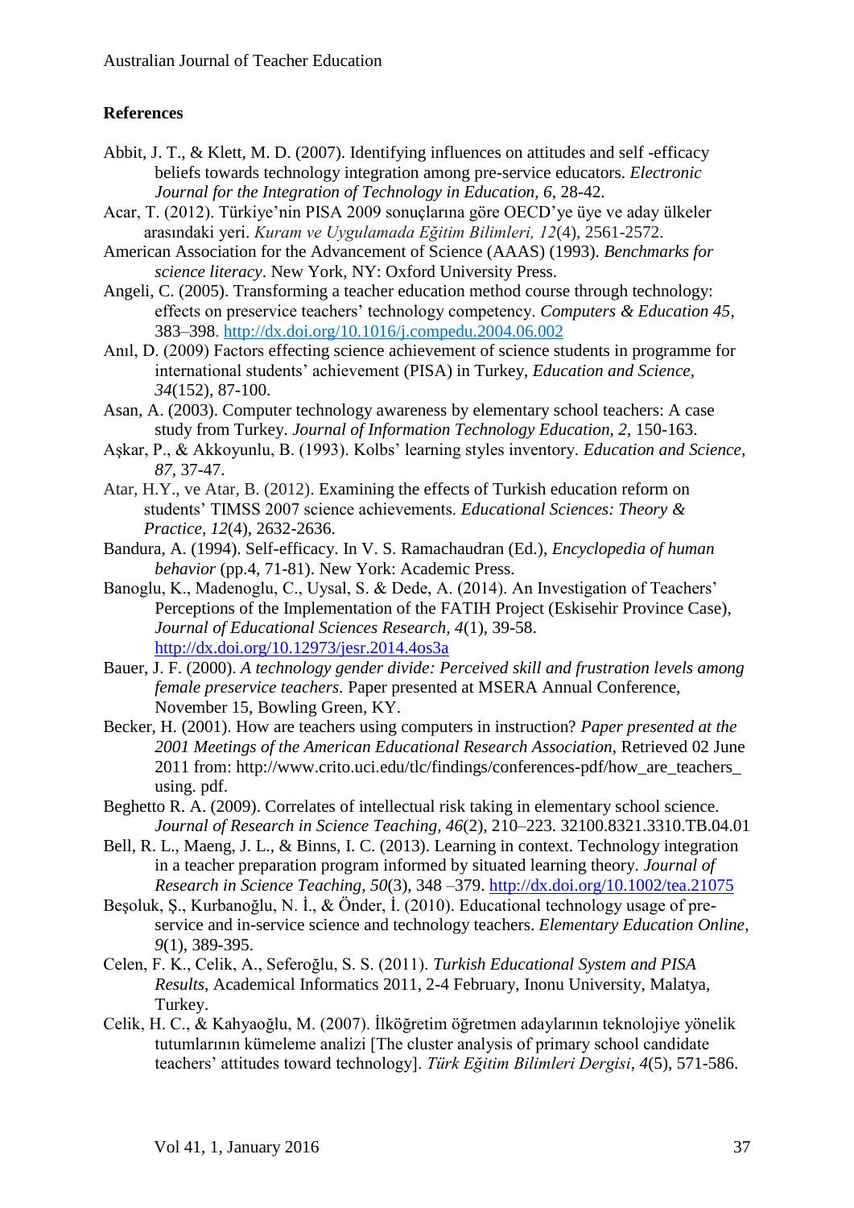## References

Abbit, J. T., & Klett, M. D. (2007). Identifying influences on attitudes and self -efficacy beliefs towards technology integration among pre-service educators. *Electronic Journal for the Integration of Technology in Education, 6*, 28-42.

Acar, T. (2012). Türkiye'nin PISA 2009 sonuçlarına göre OECD'ye üye ve aday ülkeler arasındaki yeri. *Kuram ve Uygulamada Eğitim Bilimleri, 12*(4), 2561-2572.

American Association for the Advancement of Science (AAAS) (1993). *Benchmarks for science literacy*. New York, NY: Oxford University Press.

Angeli, C. (2005). Transforming a teacher education method course through technology: effects on preservice teachers' technology competency. *Computers & Education 45*, 383–398. http://dx.doi.org/10.1016/j.compedu.2004.06.002

Anıl, D. (2009) Factors effecting science achievement of science students in programme for international students' achievement (PISA) in Turkey, *Education and Science, 34*(152), 87-100.

Asan, A. (2003). Computer technology awareness by elementary school teachers: A case study from Turkey. *Journal of Information Technology Education, 2*, 150-163.

Aşkar, P., & Akkoyunlu, B. (1993). Kolbs' learning styles inventory. *Education and Science, 87*, 37-47.

Atar, H.Y., ve Atar, B. (2012). Examining the effects of Turkish education reform on students' TIMSS 2007 science achievements. *Educational Sciences: Theory & Practice, 12*(4), 2632-2636.

Bandura, A. (1994). Self-efficacy. In V. S. Ramachaudran (Ed.), *Encyclopedia of human behavior* (pp.4, 71-81). New York: Academic Press.

Banoglu, K., Madenoglu, C., Uysal, S. & Dede, A. (2014). An Investigation of Teachers' Perceptions of the Implementation of the FATIH Project (Eskisehir Province Case), *Journal of Educational Sciences Research, 4*(1), 39-58. http://dx.doi.org/10.12973/jesr.2014.4os3a

Bauer, J. F. (2000). *A technology gender divide: Perceived skill and frustration levels among female preservice teachers.* Paper presented at MSERA Annual Conference, November 15, Bowling Green, KY.

Becker, H. (2001). How are teachers using computers in instruction? *Paper presented at the 2001 Meetings of the American Educational Research Association*, Retrieved 02 June 2011 from: http://www.crito.uci.edu/tlc/findings/conferences-pdf/how_are_teachers_ using. pdf.

Beghetto R. A. (2009). Correlates of intellectual risk taking in elementary school science. *Journal of Research in Science Teaching, 46*(2), 210–223. 32100.8321.3310.TB.04.01

Bell, R. L., Maeng, J. L., & Binns, I. C. (2013). Learning in context. Technology integration in a teacher preparation program informed by situated learning theory. *Journal of Research in Science Teaching, 50*(3), 348 –379. http://dx.doi.org/10.1002/tea.21075

Beşoluk, Ş., Kurbanoğlu, N. İ., & Önder, İ. (2010). Educational technology usage of pre-service and in-service science and technology teachers. *Elementary Education Online, 9*(1), 389-395.

Celen, F. K., Celik, A., Seferoğlu, S. S. (2011). *Turkish Educational System and PISA Results*, Academical Informatics 2011, 2-4 February, Inonu University, Malatya, Turkey.

Celik, H. C., & Kahyaoğlu, M. (2007). İlköğretim öğretmen adaylarının teknolojiye yönelik tutumlarının kümeleme analizi [The cluster analysis of primary school candidate teachers' attitudes toward technology]. *Türk Eğitim Bilimleri Dergisi, 4*(5), 571-586.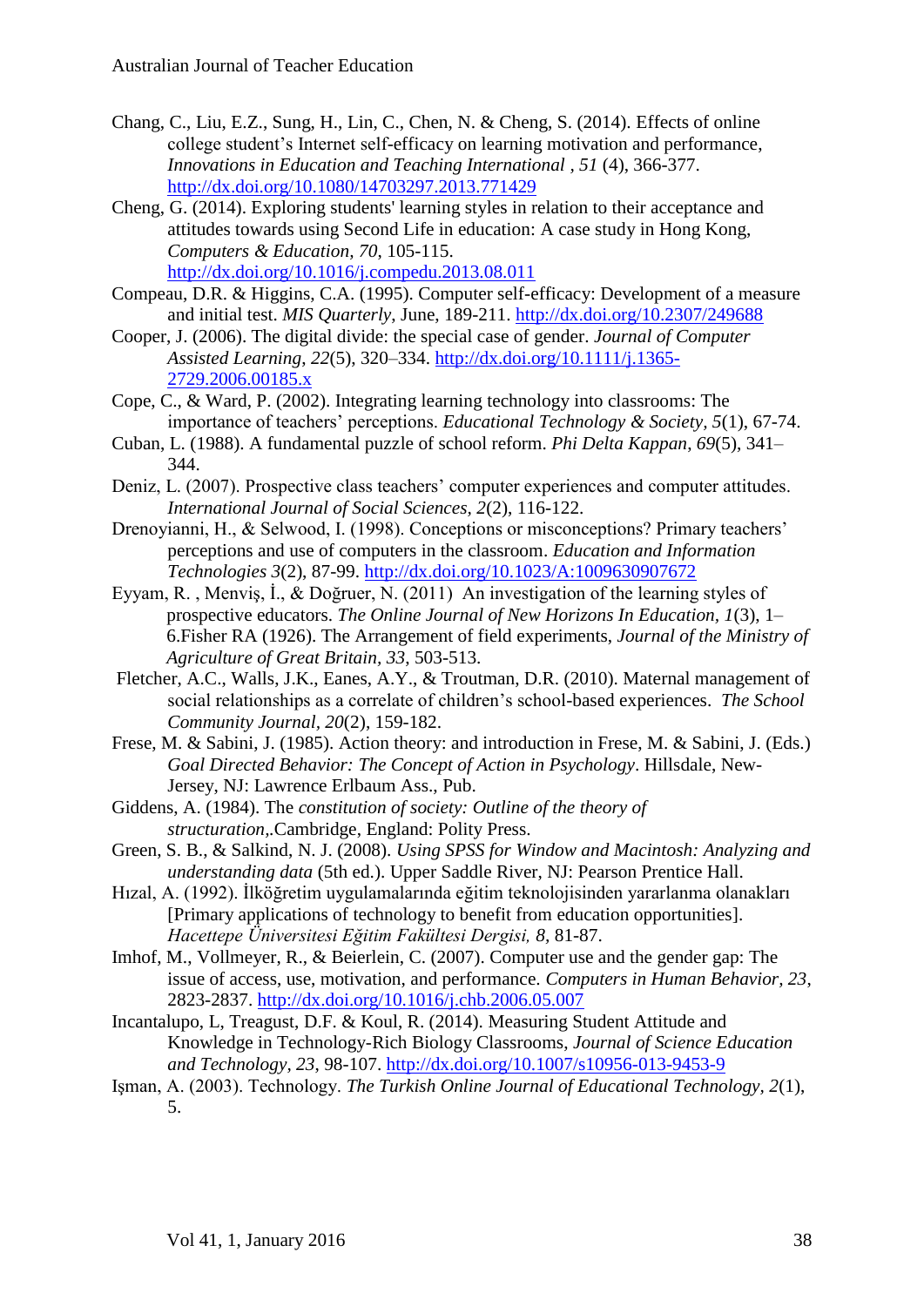Chang, C., Liu, E.Z., Sung, H., Lin, C., Chen, N. & Cheng, S. (2014). Effects of online college student's Internet self-efficacy on learning motivation and performance, *Innovations in Education and Teaching International , 51* (4), 366-377. http://dx.doi.org/10.1080/14703297.2013.771429

Cheng, G. (2014). Exploring students' learning styles in relation to their acceptance and attitudes towards using Second Life in education: A case study in Hong Kong, *Computers & Education, 70*, 105-115. http://dx.doi.org/10.1016/j.compedu.2013.08.011

Compeau, D.R. & Higgins, C.A. (1995). Computer self-efficacy: Development of a measure and initial test. *MIS Quarterly*, June, 189-211. http://dx.doi.org/10.2307/249688

Cooper, J. (2006). The digital divide: the special case of gender. *Journal of Computer Assisted Learning, 22*(5), 320–334. http://dx.doi.org/10.1111/j.1365-2729.2006.00185.x

Cope, C., & Ward, P. (2002). Integrating learning technology into classrooms: The importance of teachers' perceptions. *Educational Technology & Society, 5*(1), 67-74.

Cuban, L. (1988). A fundamental puzzle of school reform. *Phi Delta Kappan, 69*(5), 341–344.

Deniz, L. (2007). Prospective class teachers' computer experiences and computer attitudes. *International Journal of Social Sciences, 2*(2), 116-122.

Drenoyianni, H., & Selwood, I. (1998). Conceptions or misconceptions? Primary teachers' perceptions and use of computers in the classroom. *Education and Information Technologies 3*(2), 87-99. http://dx.doi.org/10.1023/A:1009630907672

Eyyam, R. , Menviş, İ., & Doğruer, N. (2011) An investigation of the learning styles of prospective educators. *The Online Journal of New Horizons In Education, 1*(3), 1–6.Fisher RA (1926). The Arrangement of field experiments, *Journal of the Ministry of Agriculture of Great Britain, 33*, 503-513.

Fletcher, A.C., Walls, J.K., Eanes, A.Y., & Troutman, D.R. (2010). Maternal management of social relationships as a correlate of children's school-based experiences. *The School Community Journal, 20*(2), 159-182.

Frese, M. & Sabini, J. (1985). Action theory: and introduction in Frese, M. & Sabini, J. (Eds.) *Goal Directed Behavior: The Concept of Action in Psychology*. Hillsdale, New-Jersey, NJ: Lawrence Erlbaum Ass., Pub.

Giddens, A. (1984). The *constitution of society: Outline of the theory of structuration,*.Cambridge, England: Polity Press.

Green, S. B., & Salkind, N. J. (2008). *Using SPSS for Window and Macintosh: Analyzing and understanding data* (5th ed.). Upper Saddle River, NJ: Pearson Prentice Hall.

Hızal, A. (1992). İlköğretim uygulamalarında eğitim teknolojisinden yararlanma olanakları [Primary applications of technology to benefit from education opportunities]. *Hacettepe Üniversitesi Eğitim Fakültesi Dergisi, 8*, 81-87.

Imhof, M., Vollmeyer, R., & Beierlein, C. (2007). Computer use and the gender gap: The issue of access, use, motivation, and performance. *Computers in Human Behavior, 23*, 2823-2837. http://dx.doi.org/10.1016/j.chb.2006.05.007

Incantalupo, L, Treagust, D.F. & Koul, R. (2014). Measuring Student Attitude and Knowledge in Technology-Rich Biology Classrooms, *Journal of Science Education and Technology, 23*, 98-107. http://dx.doi.org/10.1007/s10956-013-9453-9

Işman, A. (2003). Technology. *The Turkish Online Journal of Educational Technology, 2*(1), 5.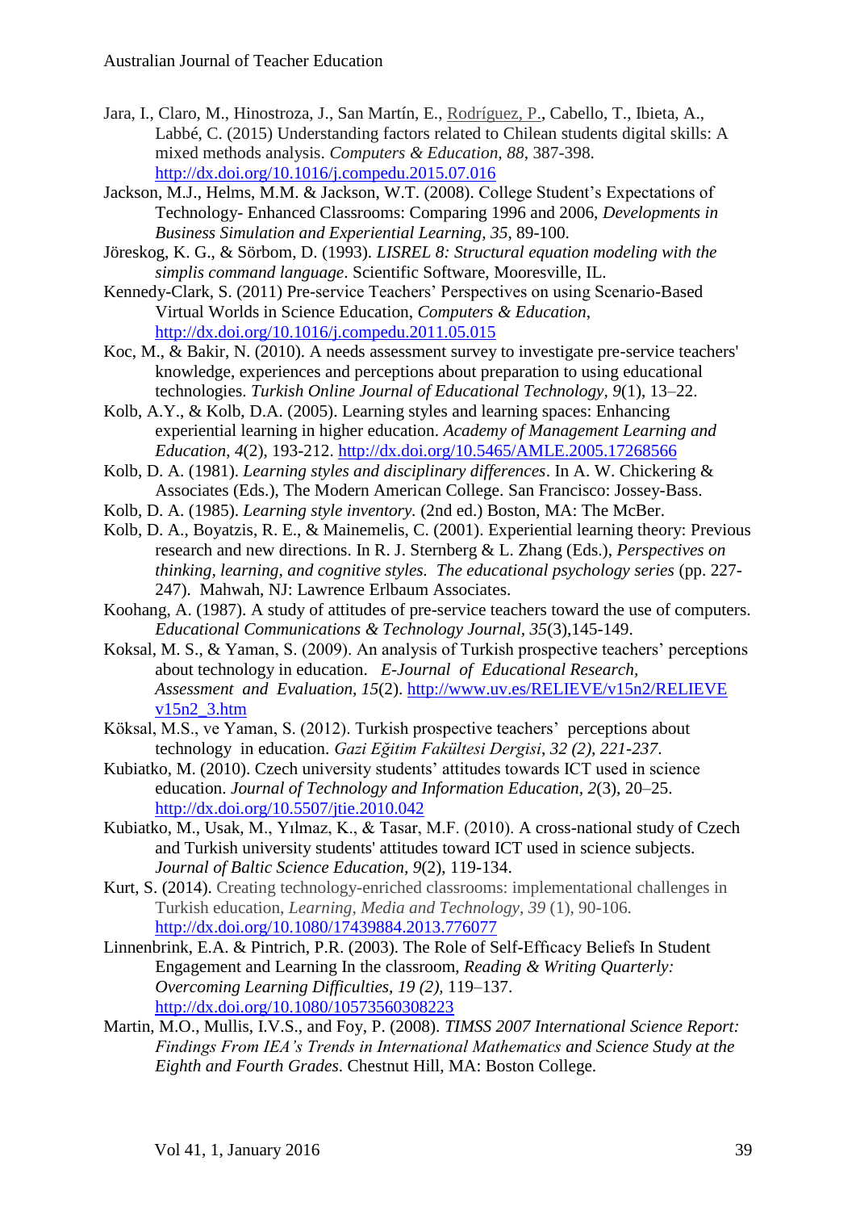Jara, I., Claro, M., Hinostroza, J., San Martín, E., Rodríguez, P., Cabello, T., Ibieta, A., Labbé, C. (2015) Understanding factors related to Chilean students digital skills: A mixed methods analysis. *Computers & Education*, *88*, 387-398. http://dx.doi.org/10.1016/j.compedu.2015.07.016

Jackson, M.J., Helms, M.M. & Jackson, W.T. (2008). College Student's Expectations of Technology- Enhanced Classrooms: Comparing 1996 and 2006, *Developments in Business Simulation and Experiential Learning*, *35*, 89-100.

Jöreskog, K. G., & Sörbom, D. (1993). *LISREL 8: Structural equation modeling with the simplis command language*. Scientific Software, Mooresville, IL.

Kennedy-Clark, S. (2011) Pre-service Teachers' Perspectives on using Scenario-Based Virtual Worlds in Science Education, *Computers & Education*, http://dx.doi.org/10.1016/j.compedu.2011.05.015

Koc, M., & Bakir, N. (2010). A needs assessment survey to investigate pre-service teachers' knowledge, experiences and perceptions about preparation to using educational technologies. *Turkish Online Journal of Educational Technology*, *9*(1), 13–22.

Kolb, A.Y., & Kolb, D.A. (2005). Learning styles and learning spaces: Enhancing experiential learning in higher education. *Academy of Management Learning and Education*, *4*(2), 193-212. http://dx.doi.org/10.5465/AMLE.2005.17268566

Kolb, D. A. (1981). *Learning styles and disciplinary differences*. In A. W. Chickering & Associates (Eds.), The Modern American College. San Francisco: Jossey-Bass.

Kolb, D. A. (1985). *Learning style inventory.* (2nd ed.) Boston, MA: The McBer.

Kolb, D. A., Boyatzis, R. E., & Mainemelis, C. (2001). Experiential learning theory: Previous research and new directions. In R. J. Sternberg & L. Zhang (Eds.), *Perspectives on thinking, learning, and cognitive styles. The educational psychology series* (pp. 227-247). Mahwah, NJ: Lawrence Erlbaum Associates.

Koohang, A. (1987). A study of attitudes of pre-service teachers toward the use of computers. *Educational Communications & Technology Journal*, *35*(3),145-149.

Koksal, M. S., & Yaman, S. (2009). An analysis of Turkish prospective teachers' perceptions about technology in education. *E-Journal of Educational Research, Assessment and Evaluation, 15*(2). http://www.uv.es/RELIEVE/v15n2/RELIEVEv15n2_3.htm

Köksal, M.S., ve Yaman, S. (2012). Turkish prospective teachers' perceptions about technology in education. *Gazi Eğitim Fakültesi Dergisi*, *32 (2), 221-237*.

Kubiatko, M. (2010). Czech university students' attitudes towards ICT used in science education. *Journal of Technology and Information Education, 2*(3), 20–25. http://dx.doi.org/10.5507/jtie.2010.042

Kubiatko, M., Usak, M., Yılmaz, K., & Tasar, M.F. (2010). A cross-national study of Czech and Turkish university students' attitudes toward ICT used in science subjects. *Journal of Baltic Science Education*, *9*(2), 119-134.

Kurt, S. (2014). Creating technology-enriched classrooms: implementational challenges in Turkish education, *Learning, Media and Technology*, *39* (1), 90-106. http://dx.doi.org/10.1080/17439884.2013.776077

Linnenbrink, E.A. & Pintrich, P.R. (2003). The Role of Self-Efficacy Beliefs In Student Engagement and Learning In the classroom, *Reading & Writing Quarterly: Overcoming Learning Difficulties, 19 (2),* 119–137. http://dx.doi.org/10.1080/10573560308223

Martin, M.O., Mullis, I.V.S., and Foy, P. (2008). *TIMSS 2007 International Science Report: Findings From IEA's Trends in International Mathematics and Science Study at the Eighth and Fourth Grades*. Chestnut Hill, MA: Boston College.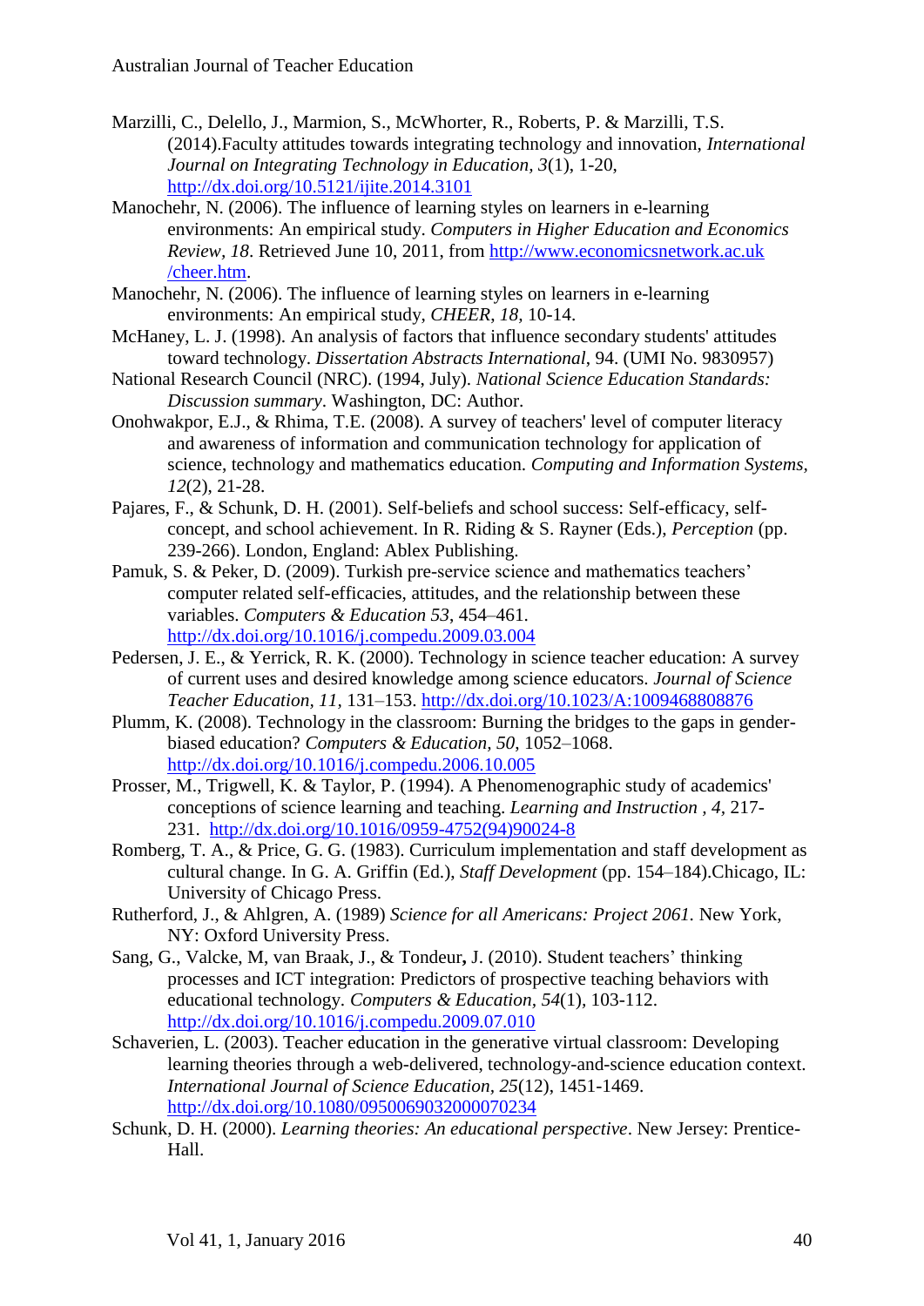Marzilli, C., Delello, J., Marmion, S., McWhorter, R., Roberts, P. & Marzilli, T.S. (2014).Faculty attitudes towards integrating technology and innovation, *International Journal on Integrating Technology in Education, 3*(1), 1-20, http://dx.doi.org/10.5121/ijite.2014.3101

Manochehr, N. (2006). The influence of learning styles on learners in e-learning environments: An empirical study. *Computers in Higher Education and Economics Review, 18*. Retrieved June 10, 2011, from http://www.economicsnetwork.ac.uk /cheer.htm.

Manochehr, N. (2006). The influence of learning styles on learners in e-learning environments: An empirical study, *CHEER*, *18,* 10-14.

McHaney, L. J. (1998). An analysis of factors that influence secondary students' attitudes toward technology. *Dissertation Abstracts International*, 94. (UMI No. 9830957)

National Research Council (NRC). (1994, July). *National Science Education Standards: Discussion summary*. Washington, DC: Author.

Onohwakpor, E.J., & Rhima, T.E. (2008). A survey of teachers' level of computer literacy and awareness of information and communication technology for application of science, technology and mathematics education. *Computing and Information Systems, 12*(2), 21-28.

Pajares, F., & Schunk, D. H. (2001). Self-beliefs and school success: Self-efficacy, self-concept, and school achievement. In R. Riding & S. Rayner (Eds.), *Perception* (pp. 239-266). London, England: Ablex Publishing.

Pamuk, S. & Peker, D. (2009). Turkish pre-service science and mathematics teachers' computer related self-efficacies, attitudes, and the relationship between these variables. *Computers & Education 53,* 454–461. http://dx.doi.org/10.1016/j.compedu.2009.03.004

Pedersen, J. E., & Yerrick, R. K. (2000). Technology in science teacher education: A survey of current uses and desired knowledge among science educators. *Journal of Science Teacher Education, 11*, 131–153. http://dx.doi.org/10.1023/A:1009468808876

Plumm, K. (2008). Technology in the classroom: Burning the bridges to the gaps in gender-biased education? *Computers & Education, 50,* 1052–1068. http://dx.doi.org/10.1016/j.compedu.2006.10.005

Prosser, M., Trigwell, K. & Taylor, P. (1994). A Phenomenographic study of academics' conceptions of science learning and teaching. *Learning and Instruction , 4,* 217-231. http://dx.doi.org/10.1016/0959-4752(94)90024-8

Romberg, T. A., & Price, G. G. (1983). Curriculum implementation and staff development as cultural change. In G. A. Griffin (Ed.), *Staff Development* (pp. 154–184).Chicago, IL: University of Chicago Press.

Rutherford, J., & Ahlgren, A. (1989) *Science for all Americans: Project 2061*. New York, NY: Oxford University Press.

Sang, G., Valcke, M, van Braak, J., & Tondeur**,** J. (2010). Student teachers' thinking processes and ICT integration: Predictors of prospective teaching behaviors with educational technology. *Computers & Education, 54*(1), 103-112. http://dx.doi.org/10.1016/j.compedu.2009.07.010

Schaverien, L. (2003). Teacher education in the generative virtual classroom: Developing learning theories through a web-delivered, technology-and-science education context. *International Journal of Science Education*, *25*(12), 1451-1469. http://dx.doi.org/10.1080/0950069032000070234

Schunk, D. H. (2000). *Learning theories: An educational perspective*. New Jersey: Prentice-Hall.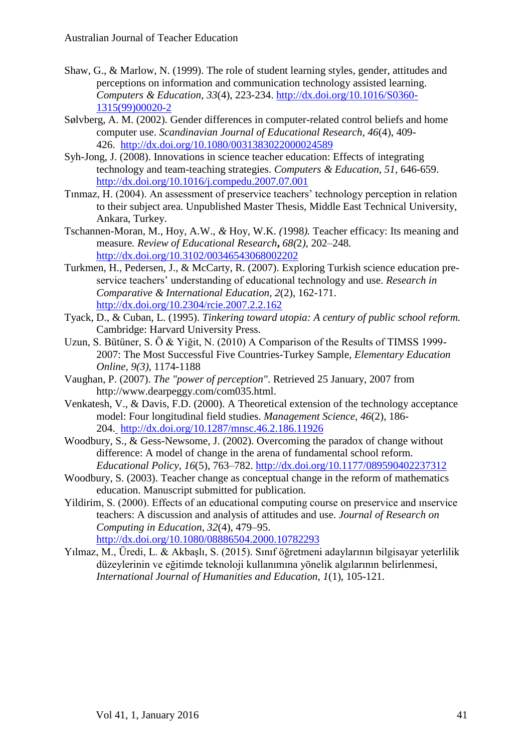Shaw, G., & Marlow, N. (1999). The role of student learning styles, gender, attitudes and perceptions on information and communication technology assisted learning. *Computers & Education, 33*(4), 223-234. http://dx.doi.org/10.1016/S0360-1315(99)00020-2

Sølvberg, A. M. (2002). Gender differences in computer-related control beliefs and home computer use. *Scandinavian Journal of Educational Research, 46*(4), 409-426. http://dx.doi.org/10.1080/0031383022000024589

Syh-Jong, J. (2008). Innovations in science teacher education: Effects of integrating technology and team-teaching strategies. *Computers & Education, 51,* 646-659. http://dx.doi.org/10.1016/j.compedu.2007.07.001

Tınmaz, H. (2004). An assessment of preservice teachers' technology perception in relation to their subject area. Unpublished Master Thesis, Middle East Technical University, Ankara, Turkey.

Tschannen-Moran, M., Hoy, A.W., *&* Hoy, W.K. *(*1998*).* Teacher efficacy: Its meaning and measure*. Review of Educational Research***,** *68(*2*),* 202–248*.* http://dx.doi.org/10.3102/00346543068002202

Turkmen, H., Pedersen, J., & McCarty, R. (2007). Exploring Turkish science education pre-service teachers' understanding of educational technology and use. *Research in Comparative & International Education, 2*(2), 162-171. http://dx.doi.org/10.2304/rcie.2007.2.2.162

Tyack, D., & Cuban, L. (1995). *Tinkering toward utopia: A century of public school reform.* Cambridge: Harvard University Press.

Uzun, S. Bütüner, S. Ö & Yiğit, N. (2010) A Comparison of the Results of TIMSS 1999-2007: The Most Successful Five Countries-Turkey Sample, *Elementary Education Online, 9(3),* 1174-1188

Vaughan, P. (2007). *The "power of perception"*. Retrieved 25 January, 2007 from http://www.dearpeggy.com/com035.html.

Venkatesh, V., & Davis, F.D. (2000). A Theoretical extension of the technology acceptance model: Four longitudinal field studies. *Management Science, 46*(2), 186-204. http://dx.doi.org/10.1287/mnsc.46.2.186.11926

Woodbury, S., & Gess-Newsome, J. (2002). Overcoming the paradox of change without difference: A model of change in the arena of fundamental school reform. *Educational Policy*, *16*(5), 763–782. http://dx.doi.org/10.1177/089590402237312

Woodbury, S. (2003). Teacher change as conceptual change in the reform of mathematics education. Manuscript submitted for publication.

Yildirim, S. (2000). Effects of an educational computing course on preservice and ınservice teachers: A discussion and analysis of attitudes and use. *Journal of Research on Computing in Education, 32*(4), 479–95. http://dx.doi.org/10.1080/08886504.2000.10782293

Yılmaz, M., Üredi, L. & Akbaşlı, S. (2015). Sınıf öğretmeni adaylarının bilgisayar yeterlilik düzeylerinin ve eğitimde teknoloji kullanımına yönelik algılarının belirlenmesi, *International Journal of Humanities and Education, 1*(1), 105-121.